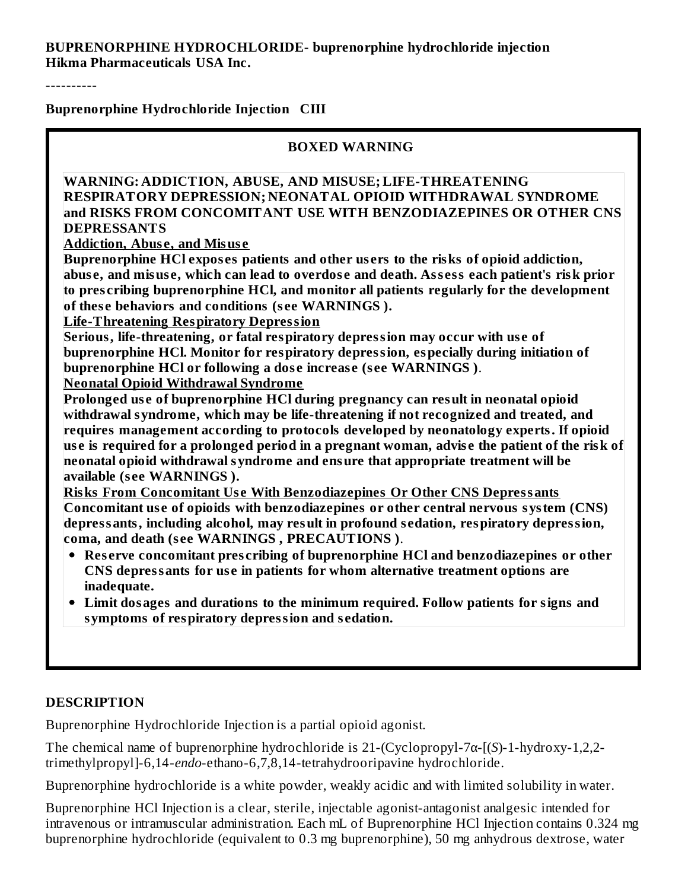**BUPRENORPHINE HYDROCHLORIDE- buprenorphine hydrochloride injection**
**Hikma Pharmaceuticals USA Inc.**

----------

**Buprenorphine Hydrochloride Injection CIII**

**BOXED WARNING**

**WARNING: ADDICTION, ABUSE, AND MISUSE; LIFE-THREATENING RESPIRATORY DEPRESSION; NEONATAL OPIOID WITHDRAWAL SYNDROME and RISKS FROM CONCOMITANT USE WITH BENZODIAZEPINES OR OTHER CNS DEPRESSANTS**

**Addiction, Abuse, and Misuse**

**Buprenorphine HCl exposes patients and other users to the risks of opioid addiction, abuse, and misuse, which can lead to overdose and death. Assess each patient's risk prior to prescribing buprenorphine HCl, and monitor all patients regularly for the development of these behaviors and conditions (see WARNINGS ).**

**Life-Threatening Respiratory Depression**

**Serious, life-threatening, or fatal respiratory depression may occur with use of buprenorphine HCl. Monitor for respiratory depression, especially during initiation of buprenorphine HCl or following a dose increase (see WARNINGS )**.

**Neonatal Opioid Withdrawal Syndrome**

**Prolonged use of buprenorphine HCl during pregnancy can result in neonatal opioid withdrawal syndrome, which may be life-threatening if not recognized and treated, and requires management according to protocols developed by neonatology experts. If opioid use is required for a prolonged period in a pregnant woman, advise the patient of the risk of neonatal opioid withdrawal syndrome and ensure that appropriate treatment will be available (see WARNINGS ).**

**Risks From Concomitant Use With Benzodiazepines Or Other CNS Depressants**

**Concomitant use of opioids with benzodiazepines or other central nervous system (CNS) depressants, including alcohol, may result in profound sedation, respiratory depression, coma, and death (see WARNINGS , PRECAUTIONS )**.

- **Reserve concomitant prescribing of buprenorphine HCl and benzodiazepines or other CNS depressants for use in patients for whom alternative treatment options are inadequate.**
- **Limit dosages and durations to the minimum required. Follow patients for signs and symptoms of respiratory depression and sedation.**

## DESCRIPTION

Buprenorphine Hydrochloride Injection is a partial opioid agonist.

The chemical name of buprenorphine hydrochloride is 21-(Cyclopropyl-7α-[(*S*)-1-hydroxy-1,2,2-trimethylpropyl]-6,14-*endo*-ethano-6,7,8,14-tetrahydrooripavine hydrochloride.

Buprenorphine hydrochloride is a white powder, weakly acidic and with limited solubility in water.

Buprenorphine HCl Injection is a clear, sterile, injectable agonist-antagonist analgesic intended for intravenous or intramuscular administration. Each mL of Buprenorphine HCl Injection contains 0.324 mg buprenorphine hydrochloride (equivalent to 0.3 mg buprenorphine), 50 mg anhydrous dextrose, water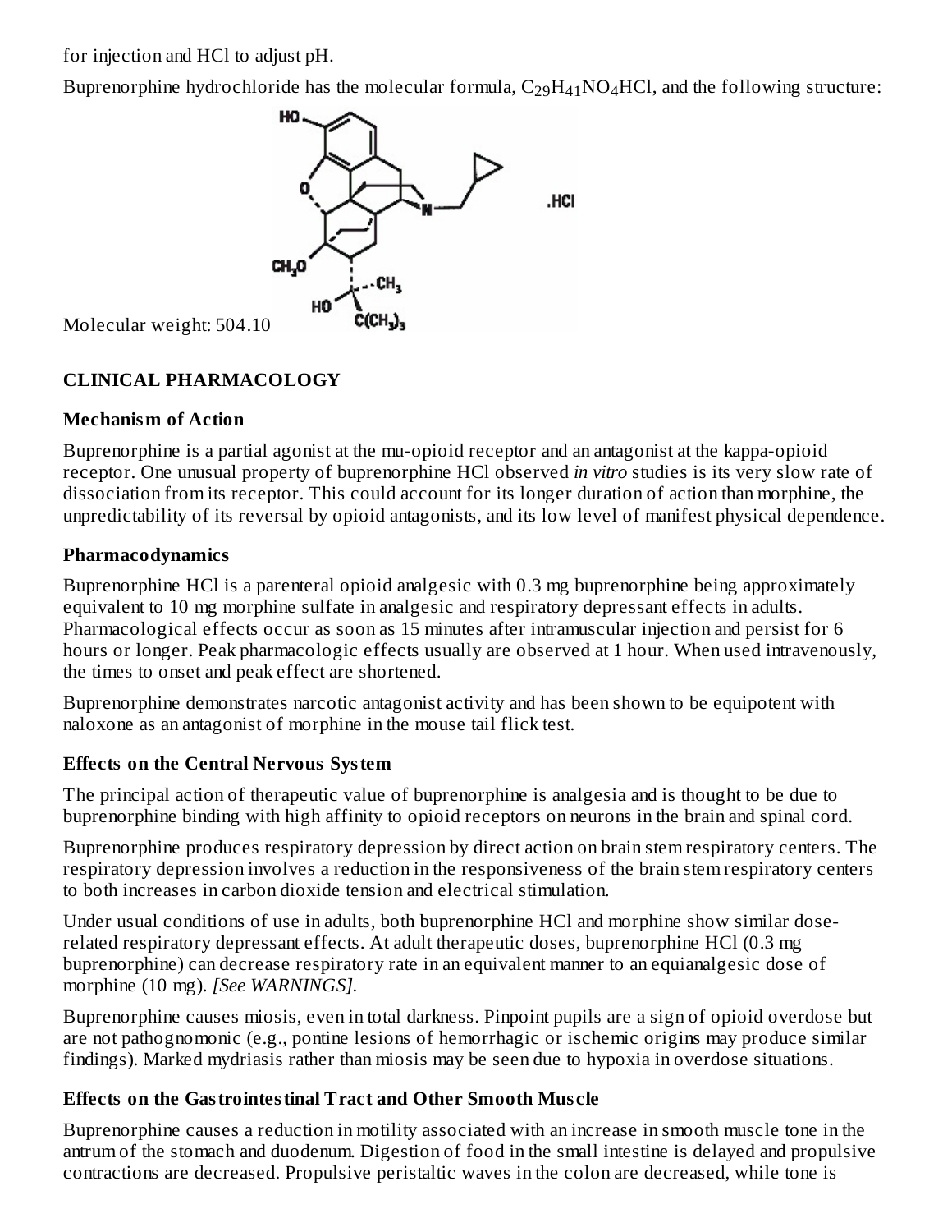for injection and HCl to adjust pH.

Buprenorphine hydrochloride has the molecular formula, $C_{29}H_{41}NO_4HCl$, and the following structure:

Molecular weight: 504.10

## CLINICAL PHARMACOLOGY

### Mechanism of Action

Buprenorphine is a partial agonist at the mu-opioid receptor and an antagonist at the kappa-opioid receptor. One unusual property of buprenorphine HCl observed *in vitro* studies is its very slow rate of dissociation from its receptor. This could account for its longer duration of action than morphine, the unpredictability of its reversal by opioid antagonists, and its low level of manifest physical dependence.

### Pharmacodynamics

Buprenorphine HCl is a parenteral opioid analgesic with 0.3 mg buprenorphine being approximately equivalent to 10 mg morphine sulfate in analgesic and respiratory depressant effects in adults. Pharmacological effects occur as soon as 15 minutes after intramuscular injection and persist for 6 hours or longer. Peak pharmacologic effects usually are observed at 1 hour. When used intravenously, the times to onset and peak effect are shortened.

Buprenorphine demonstrates narcotic antagonist activity and has been shown to be equipotent with naloxone as an antagonist of morphine in the mouse tail flick test.

### Effects on the Central Nervous System

The principal action of therapeutic value of buprenorphine is analgesia and is thought to be due to buprenorphine binding with high affinity to opioid receptors on neurons in the brain and spinal cord.

Buprenorphine produces respiratory depression by direct action on brain stem respiratory centers. The respiratory depression involves a reduction in the responsiveness of the brain stem respiratory centers to both increases in carbon dioxide tension and electrical stimulation.

Under usual conditions of use in adults, both buprenorphine HCl and morphine show similar dose-related respiratory depressant effects. At adult therapeutic doses, buprenorphine HCl (0.3 mg buprenorphine) can decrease respiratory rate in an equivalent manner to an equianalgesic dose of morphine (10 mg). *[See WARNINGS].*

Buprenorphine causes miosis, even in total darkness. Pinpoint pupils are a sign of opioid overdose but are not pathognomonic (e.g., pontine lesions of hemorrhagic or ischemic origins may produce similar findings). Marked mydriasis rather than miosis may be seen due to hypoxia in overdose situations.

### Effects on the Gastrointestinal Tract and Other Smooth Muscle

Buprenorphine causes a reduction in motility associated with an increase in smooth muscle tone in the antrum of the stomach and duodenum. Digestion of food in the small intestine is delayed and propulsive contractions are decreased. Propulsive peristaltic waves in the colon are decreased, while tone is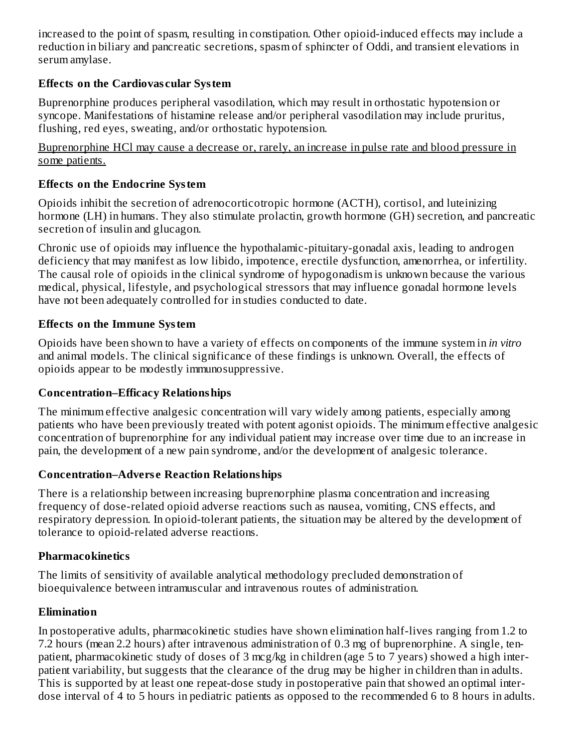increased to the point of spasm, resulting in constipation. Other opioid-induced effects may include a reduction in biliary and pancreatic secretions, spasm of sphincter of Oddi, and transient elevations in serum amylase.

**Effects on the Cardiovascular System**

Buprenorphine produces peripheral vasodilation, which may result in orthostatic hypotension or syncope. Manifestations of histamine release and/or peripheral vasodilation may include pruritus, flushing, red eyes, sweating, and/or orthostatic hypotension.

<u>Buprenorphine HCl may cause a decrease or, rarely, an increase in pulse rate and blood pressure in some patients.</u>

**Effects on the Endocrine System**

Opioids inhibit the secretion of adrenocorticotropic hormone (ACTH), cortisol, and luteinizing hormone (LH) in humans. They also stimulate prolactin, growth hormone (GH) secretion, and pancreatic secretion of insulin and glucagon.

Chronic use of opioids may influence the hypothalamic-pituitary-gonadal axis, leading to androgen deficiency that may manifest as low libido, impotence, erectile dysfunction, amenorrhea, or infertility. The causal role of opioids in the clinical syndrome of hypogonadism is unknown because the various medical, physical, lifestyle, and psychological stressors that may influence gonadal hormone levels have not been adequately controlled for in studies conducted to date.

**Effects on the Immune System**

Opioids have been shown to have a variety of effects on components of the immune system in *in vitro* and animal models. The clinical significance of these findings is unknown. Overall, the effects of opioids appear to be modestly immunosuppressive.

**Concentration–Efficacy Relationships**

The minimum effective analgesic concentration will vary widely among patients, especially among patients who have been previously treated with potent agonist opioids. The minimum effective analgesic concentration of buprenorphine for any individual patient may increase over time due to an increase in pain, the development of a new pain syndrome, and/or the development of analgesic tolerance.

**Concentration–Adverse Reaction Relationships**

There is a relationship between increasing buprenorphine plasma concentration and increasing frequency of dose-related opioid adverse reactions such as nausea, vomiting, CNS effects, and respiratory depression. In opioid-tolerant patients, the situation may be altered by the development of tolerance to opioid-related adverse reactions.

**Pharmacokinetics**

The limits of sensitivity of available analytical methodology precluded demonstration of bioequivalence between intramuscular and intravenous routes of administration.

**Elimination**

In postoperative adults, pharmacokinetic studies have shown elimination half-lives ranging from 1.2 to 7.2 hours (mean 2.2 hours) after intravenous administration of 0.3 mg of buprenorphine. A single, ten-patient, pharmacokinetic study of doses of 3 mcg/kg in children (age 5 to 7 years) showed a high inter-patient variability, but suggests that the clearance of the drug may be higher in children than in adults. This is supported by at least one repeat-dose study in postoperative pain that showed an optimal inter-dose interval of 4 to 5 hours in pediatric patients as opposed to the recommended 6 to 8 hours in adults.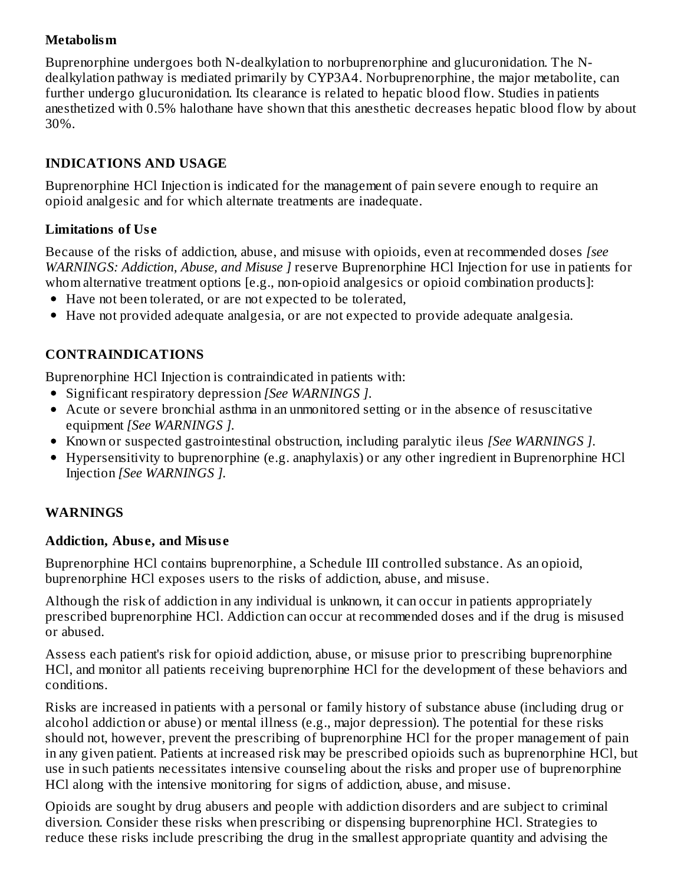### Metabolism

Buprenorphine undergoes both N-dealkylation to norbuprenorphine and glucuronidation. The N-dealkylation pathway is mediated primarily by CYP3A4. Norbuprenorphine, the major metabolite, can further undergo glucuronidation. Its clearance is related to hepatic blood flow. Studies in patients anesthetized with 0.5% halothane have shown that this anesthetic decreases hepatic blood flow by about 30%.

## INDICATIONS AND USAGE

Buprenorphine HCl Injection is indicated for the management of pain severe enough to require an opioid analgesic and for which alternate treatments are inadequate.

### Limitations of Use

Because of the risks of addiction, abuse, and misuse with opioids, even at recommended doses *[see WARNINGS: Addiction, Abuse, and Misuse ]* reserve Buprenorphine HCl Injection for use in patients for whom alternative treatment options [e.g., non-opioid analgesics or opioid combination products]:

- Have not been tolerated, or are not expected to be tolerated,
- Have not provided adequate analgesia, or are not expected to provide adequate analgesia.

## CONTRAINDICATIONS

Buprenorphine HCl Injection is contraindicated in patients with:

- Significant respiratory depression *[See WARNINGS ].*
- Acute or severe bronchial asthma in an unmonitored setting or in the absence of resuscitative equipment *[See WARNINGS ].*
- Known or suspected gastrointestinal obstruction, including paralytic ileus *[See WARNINGS ].*
- Hypersensitivity to buprenorphine (e.g. anaphylaxis) or any other ingredient in Buprenorphine HCl Injection *[See WARNINGS ].*

## WARNINGS

### Addiction, Abuse, and Misuse

Buprenorphine HCl contains buprenorphine, a Schedule III controlled substance. As an opioid, buprenorphine HCl exposes users to the risks of addiction, abuse, and misuse.

Although the risk of addiction in any individual is unknown, it can occur in patients appropriately prescribed buprenorphine HCl. Addiction can occur at recommended doses and if the drug is misused or abused.

Assess each patient's risk for opioid addiction, abuse, or misuse prior to prescribing buprenorphine HCl, and monitor all patients receiving buprenorphine HCl for the development of these behaviors and conditions.

Risks are increased in patients with a personal or family history of substance abuse (including drug or alcohol addiction or abuse) or mental illness (e.g., major depression). The potential for these risks should not, however, prevent the prescribing of buprenorphine HCl for the proper management of pain in any given patient. Patients at increased risk may be prescribed opioids such as buprenorphine HCl, but use in such patients necessitates intensive counseling about the risks and proper use of buprenorphine HCl along with the intensive monitoring for signs of addiction, abuse, and misuse.

Opioids are sought by drug abusers and people with addiction disorders and are subject to criminal diversion. Consider these risks when prescribing or dispensing buprenorphine HCl. Strategies to reduce these risks include prescribing the drug in the smallest appropriate quantity and advising the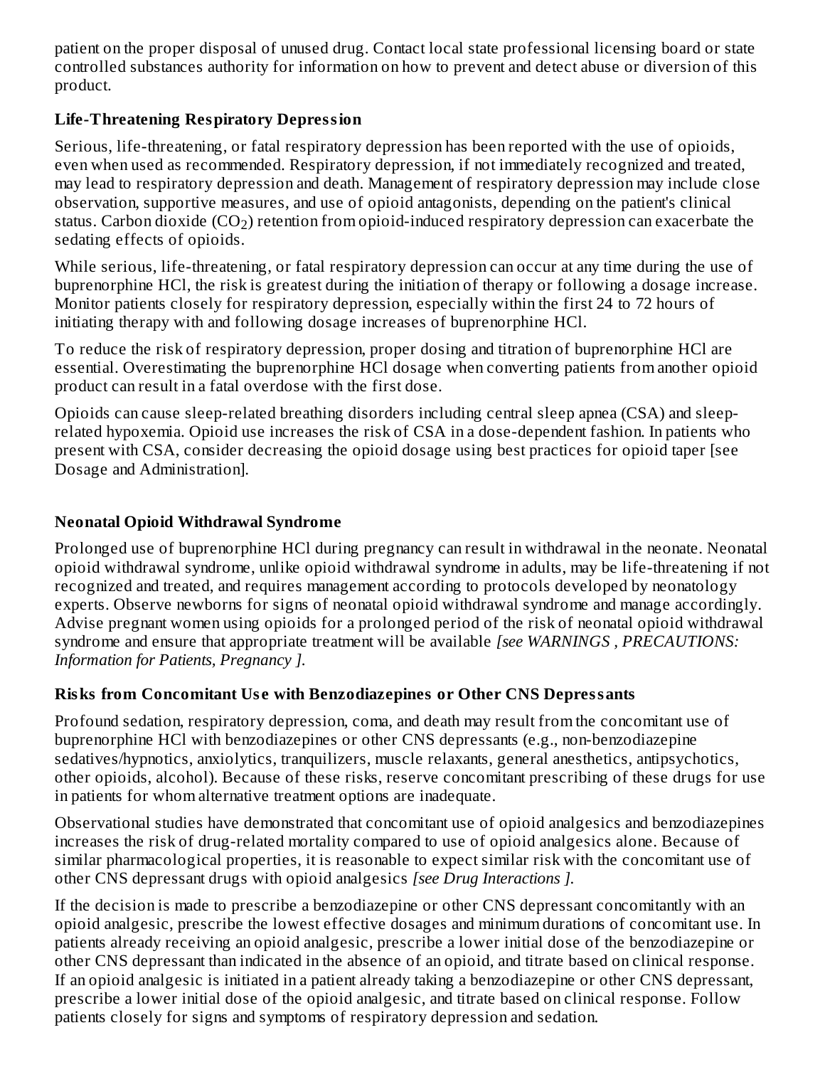patient on the proper disposal of unused drug. Contact local state professional licensing board or state controlled substances authority for information on how to prevent and detect abuse or diversion of this product.

**Life-Threatening Respiratory Depression**

Serious, life-threatening, or fatal respiratory depression has been reported with the use of opioids, even when used as recommended. Respiratory depression, if not immediately recognized and treated, may lead to respiratory depression and death. Management of respiratory depression may include close observation, supportive measures, and use of opioid antagonists, depending on the patient's clinical status. Carbon dioxide ($CO_2$) retention from opioid-induced respiratory depression can exacerbate the sedating effects of opioids.

While serious, life-threatening, or fatal respiratory depression can occur at any time during the use of buprenorphine HCl, the risk is greatest during the initiation of therapy or following a dosage increase. Monitor patients closely for respiratory depression, especially within the first 24 to 72 hours of initiating therapy with and following dosage increases of buprenorphine HCl.

To reduce the risk of respiratory depression, proper dosing and titration of buprenorphine HCl are essential. Overestimating the buprenorphine HCl dosage when converting patients from another opioid product can result in a fatal overdose with the first dose.

Opioids can cause sleep-related breathing disorders including central sleep apnea (CSA) and sleep-related hypoxemia. Opioid use increases the risk of CSA in a dose-dependent fashion. In patients who present with CSA, consider decreasing the opioid dosage using best practices for opioid taper [see Dosage and Administration].

**Neonatal Opioid Withdrawal Syndrome**

Prolonged use of buprenorphine HCl during pregnancy can result in withdrawal in the neonate. Neonatal opioid withdrawal syndrome, unlike opioid withdrawal syndrome in adults, may be life-threatening if not recognized and treated, and requires management according to protocols developed by neonatology experts. Observe newborns for signs of neonatal opioid withdrawal syndrome and manage accordingly. Advise pregnant women using opioids for a prolonged period of the risk of neonatal opioid withdrawal syndrome and ensure that appropriate treatment will be available *[see WARNINGS , PRECAUTIONS: Information for Patients, Pregnancy ].*

**Risks from Concomitant Use with Benzodiazepines or Other CNS Depressants**

Profound sedation, respiratory depression, coma, and death may result from the concomitant use of buprenorphine HCl with benzodiazepines or other CNS depressants (e.g., non-benzodiazepine sedatives/hypnotics, anxiolytics, tranquilizers, muscle relaxants, general anesthetics, antipsychotics, other opioids, alcohol). Because of these risks, reserve concomitant prescribing of these drugs for use in patients for whom alternative treatment options are inadequate.

Observational studies have demonstrated that concomitant use of opioid analgesics and benzodiazepines increases the risk of drug-related mortality compared to use of opioid analgesics alone. Because of similar pharmacological properties, it is reasonable to expect similar risk with the concomitant use of other CNS depressant drugs with opioid analgesics *[see Drug Interactions ].*

If the decision is made to prescribe a benzodiazepine or other CNS depressant concomitantly with an opioid analgesic, prescribe the lowest effective dosages and minimum durations of concomitant use. In patients already receiving an opioid analgesic, prescribe a lower initial dose of the benzodiazepine or other CNS depressant than indicated in the absence of an opioid, and titrate based on clinical response. If an opioid analgesic is initiated in a patient already taking a benzodiazepine or other CNS depressant, prescribe a lower initial dose of the opioid analgesic, and titrate based on clinical response. Follow patients closely for signs and symptoms of respiratory depression and sedation.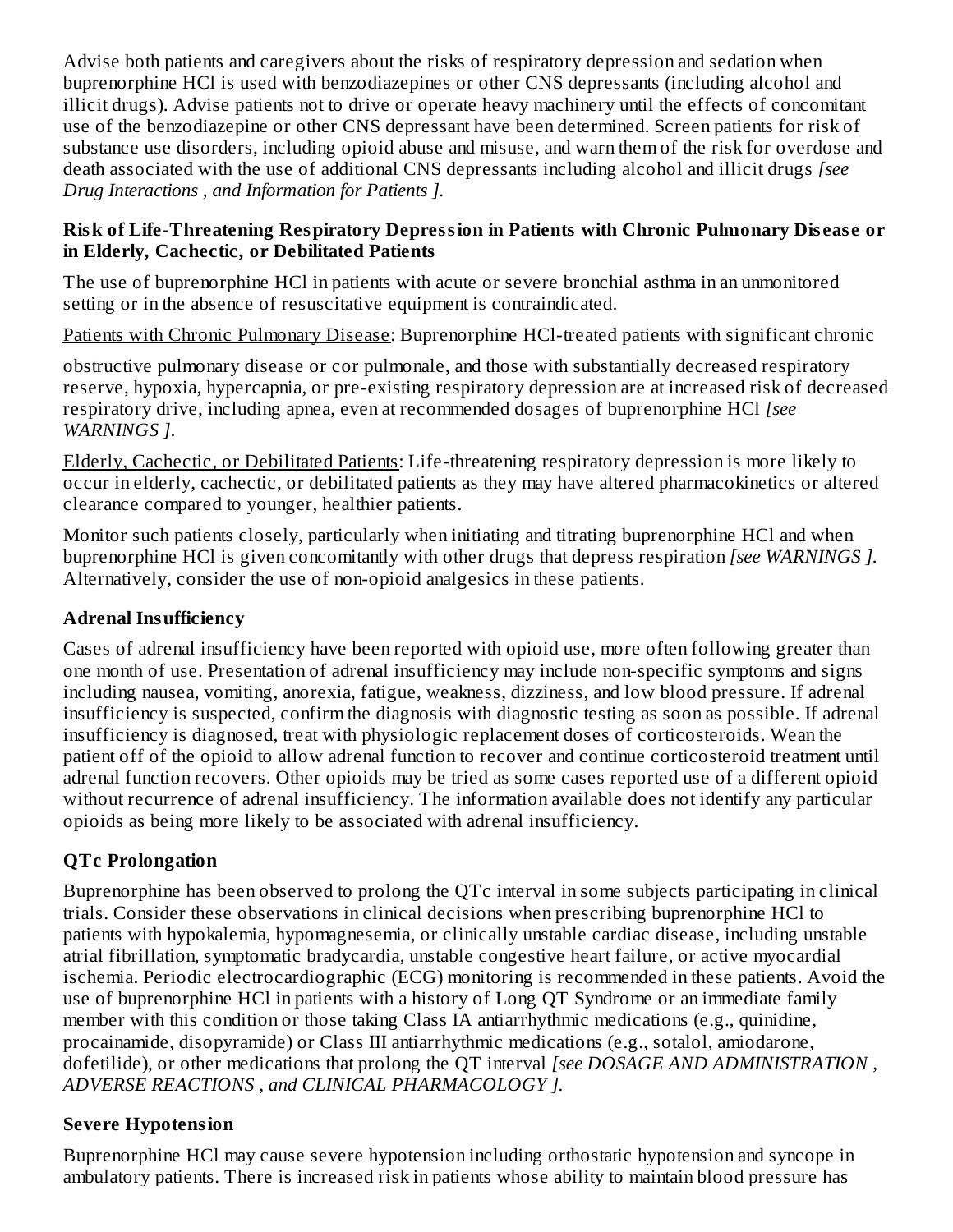Advise both patients and caregivers about the risks of respiratory depression and sedation when buprenorphine HCl is used with benzodiazepines or other CNS depressants (including alcohol and illicit drugs). Advise patients not to drive or operate heavy machinery until the effects of concomitant use of the benzodiazepine or other CNS depressant have been determined. Screen patients for risk of substance use disorders, including opioid abuse and misuse, and warn them of the risk for overdose and death associated with the use of additional CNS depressants including alcohol and illicit drugs *[see Drug Interactions , and Information for Patients ].*

**Risk of Life-Threatening Respiratory Depression in Patients with Chronic Pulmonary Disease or in Elderly, Cachectic, or Debilitated Patients**

The use of buprenorphine HCl in patients with acute or severe bronchial asthma in an unmonitored setting or in the absence of resuscitative equipment is contraindicated.

Patients with Chronic Pulmonary Disease: Buprenorphine HCl-treated patients with significant chronic obstructive pulmonary disease or cor pulmonale, and those with substantially decreased respiratory reserve, hypoxia, hypercapnia, or pre-existing respiratory depression are at increased risk of decreased respiratory drive, including apnea, even at recommended dosages of buprenorphine HCl *[see WARNINGS ].*

Elderly, Cachectic, or Debilitated Patients: Life-threatening respiratory depression is more likely to occur in elderly, cachectic, or debilitated patients as they may have altered pharmacokinetics or altered clearance compared to younger, healthier patients.

Monitor such patients closely, particularly when initiating and titrating buprenorphine HCl and when buprenorphine HCl is given concomitantly with other drugs that depress respiration *[see WARNINGS ].* Alternatively, consider the use of non-opioid analgesics in these patients.

**Adrenal Insufficiency**

Cases of adrenal insufficiency have been reported with opioid use, more often following greater than one month of use. Presentation of adrenal insufficiency may include non-specific symptoms and signs including nausea, vomiting, anorexia, fatigue, weakness, dizziness, and low blood pressure. If adrenal insufficiency is suspected, confirm the diagnosis with diagnostic testing as soon as possible. If adrenal insufficiency is diagnosed, treat with physiologic replacement doses of corticosteroids. Wean the patient off of the opioid to allow adrenal function to recover and continue corticosteroid treatment until adrenal function recovers. Other opioids may be tried as some cases reported use of a different opioid without recurrence of adrenal insufficiency. The information available does not identify any particular opioids as being more likely to be associated with adrenal insufficiency.

**QTc Prolongation**

Buprenorphine has been observed to prolong the QTc interval in some subjects participating in clinical trials. Consider these observations in clinical decisions when prescribing buprenorphine HCl to patients with hypokalemia, hypomagnesemia, or clinically unstable cardiac disease, including unstable atrial fibrillation, symptomatic bradycardia, unstable congestive heart failure, or active myocardial ischemia. Periodic electrocardiographic (ECG) monitoring is recommended in these patients. Avoid the use of buprenorphine HCl in patients with a history of Long QT Syndrome or an immediate family member with this condition or those taking Class IA antiarrhythmic medications (e.g., quinidine, procainamide, disopyramide) or Class III antiarrhythmic medications (e.g., sotalol, amiodarone, dofetilide), or other medications that prolong the QT interval *[see DOSAGE AND ADMINISTRATION , ADVERSE REACTIONS , and CLINICAL PHARMACOLOGY ].*

**Severe Hypotension**

Buprenorphine HCl may cause severe hypotension including orthostatic hypotension and syncope in ambulatory patients. There is increased risk in patients whose ability to maintain blood pressure has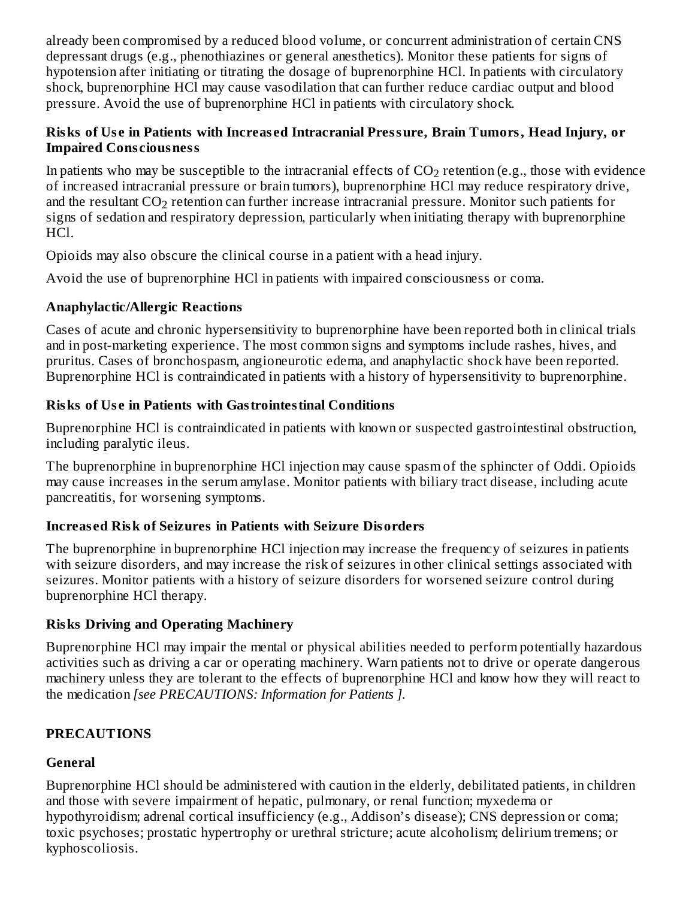already been compromised by a reduced blood volume, or concurrent administration of certain CNS depressant drugs (e.g., phenothiazines or general anesthetics). Monitor these patients for signs of hypotension after initiating or titrating the dosage of buprenorphine HCl. In patients with circulatory shock, buprenorphine HCl may cause vasodilation that can further reduce cardiac output and blood pressure. Avoid the use of buprenorphine HCl in patients with circulatory shock.

**Risks of Use in Patients with Increased Intracranial Pressure, Brain Tumors, Head Injury, or Impaired Consciousness**

In patients who may be susceptible to the intracranial effects of $CO_2$ retention (e.g., those with evidence of increased intracranial pressure or brain tumors), buprenorphine HCl may reduce respiratory drive, and the resultant $CO_2$ retention can further increase intracranial pressure. Monitor such patients for signs of sedation and respiratory depression, particularly when initiating therapy with buprenorphine HCl.

Opioids may also obscure the clinical course in a patient with a head injury.

Avoid the use of buprenorphine HCl in patients with impaired consciousness or coma.

**Anaphylactic/Allergic Reactions**

Cases of acute and chronic hypersensitivity to buprenorphine have been reported both in clinical trials and in post-marketing experience. The most common signs and symptoms include rashes, hives, and pruritus. Cases of bronchospasm, angioneurotic edema, and anaphylactic shock have been reported. Buprenorphine HCl is contraindicated in patients with a history of hypersensitivity to buprenorphine.

**Risks of Use in Patients with Gastrointestinal Conditions**

Buprenorphine HCl is contraindicated in patients with known or suspected gastrointestinal obstruction, including paralytic ileus.

The buprenorphine in buprenorphine HCl injection may cause spasm of the sphincter of Oddi. Opioids may cause increases in the serum amylase. Monitor patients with biliary tract disease, including acute pancreatitis, for worsening symptoms.

**Increased Risk of Seizures in Patients with Seizure Disorders**

The buprenorphine in buprenorphine HCl injection may increase the frequency of seizures in patients with seizure disorders, and may increase the risk of seizures in other clinical settings associated with seizures. Monitor patients with a history of seizure disorders for worsened seizure control during buprenorphine HCl therapy.

**Risks Driving and Operating Machinery**

Buprenorphine HCl may impair the mental or physical abilities needed to perform potentially hazardous activities such as driving a car or operating machinery. Warn patients not to drive or operate dangerous machinery unless they are tolerant to the effects of buprenorphine HCl and know how they will react to the medication *[see PRECAUTIONS: Information for Patients ].*

## PRECAUTIONS

**General**

Buprenorphine HCl should be administered with caution in the elderly, debilitated patients, in children and those with severe impairment of hepatic, pulmonary, or renal function; myxedema or hypothyroidism; adrenal cortical insufficiency (e.g., Addison's disease); CNS depression or coma; toxic psychoses; prostatic hypertrophy or urethral stricture; acute alcoholism; delirium tremens; or kyphoscoliosis.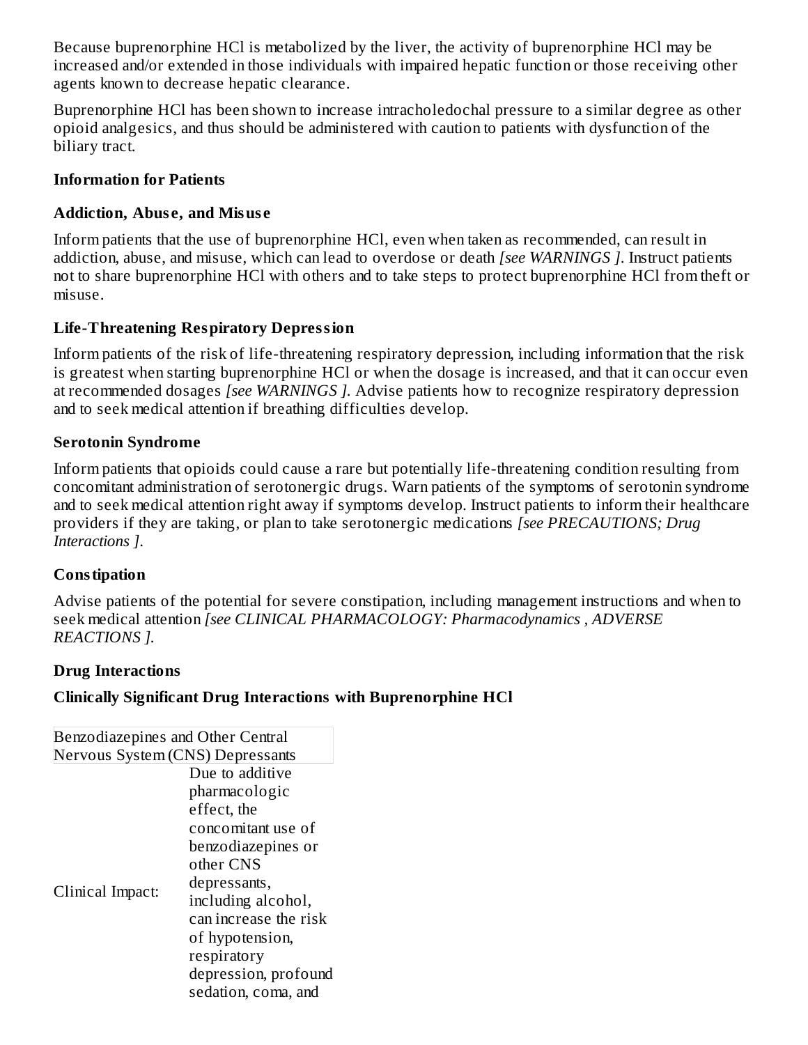Because buprenorphine HCl is metabolized by the liver, the activity of buprenorphine HCl may be increased and/or extended in those individuals with impaired hepatic function or those receiving other agents known to decrease hepatic clearance.

Buprenorphine HCl has been shown to increase intracholedochal pressure to a similar degree as other opioid analgesics, and thus should be administered with caution to patients with dysfunction of the biliary tract.

### Information for Patients

#### Addiction, Abuse, and Misuse

Inform patients that the use of buprenorphine HCl, even when taken as recommended, can result in addiction, abuse, and misuse, which can lead to overdose or death *[see WARNINGS ]*. Instruct patients not to share buprenorphine HCl with others and to take steps to protect buprenorphine HCl from theft or misuse.

#### Life-Threatening Respiratory Depression

Inform patients of the risk of life-threatening respiratory depression, including information that the risk is greatest when starting buprenorphine HCl or when the dosage is increased, and that it can occur even at recommended dosages *[see WARNINGS ]*. Advise patients how to recognize respiratory depression and to seek medical attention if breathing difficulties develop.

#### Serotonin Syndrome

Inform patients that opioids could cause a rare but potentially life-threatening condition resulting from concomitant administration of serotonergic drugs. Warn patients of the symptoms of serotonin syndrome and to seek medical attention right away if symptoms develop. Instruct patients to inform their healthcare providers if they are taking, or plan to take serotonergic medications *[see PRECAUTIONS; Drug Interactions ]*.

#### Constipation

Advise patients of the potential for severe constipation, including management instructions and when to seek medical attention *[see CLINICAL PHARMACOLOGY: Pharmacodynamics , ADVERSE REACTIONS ]*.

### Drug Interactions

#### Clinically Significant Drug Interactions with Buprenorphine HCl

| Benzodiazepines and Other Central Nervous System (CNS) Depressants | |
|---|---|
| Clinical Impact: | Due to additive pharmacologic effect, the concomitant use of benzodiazepines or other CNS depressants, including alcohol, can increase the risk of hypotension, respiratory depression, profound sedation, coma, and |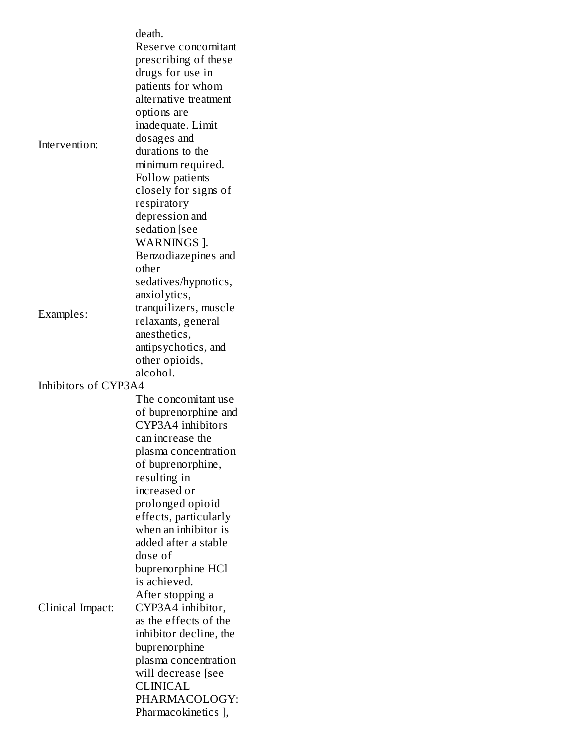| | |
|---|---|
| | death. |
| Intervention: | Reserve concomitant prescribing of these drugs for use in patients for whom alternative treatment options are inadequate. Limit dosages and durations to the minimum required. Follow patients closely for signs of respiratory depression and sedation [see WARNINGS ]. |
| Examples: | Benzodiazepines and other sedatives/hypnotics, anxiolytics, tranquilizers, muscle relaxants, general anesthetics, antipsychotics, and other opioids, alcohol. |
| Inhibitors of CYP3A4 | |
| Clinical Impact: | The concomitant use of buprenorphine and CYP3A4 inhibitors can increase the plasma concentration of buprenorphine, resulting in increased or prolonged opioid effects, particularly when an inhibitor is added after a stable dose of buprenorphine HCl is achieved. After stopping a CYP3A4 inhibitor, as the effects of the inhibitor decline, the buprenorphine plasma concentration will decrease [see CLINICAL PHARMACOLOGY: Pharmacokinetics ], |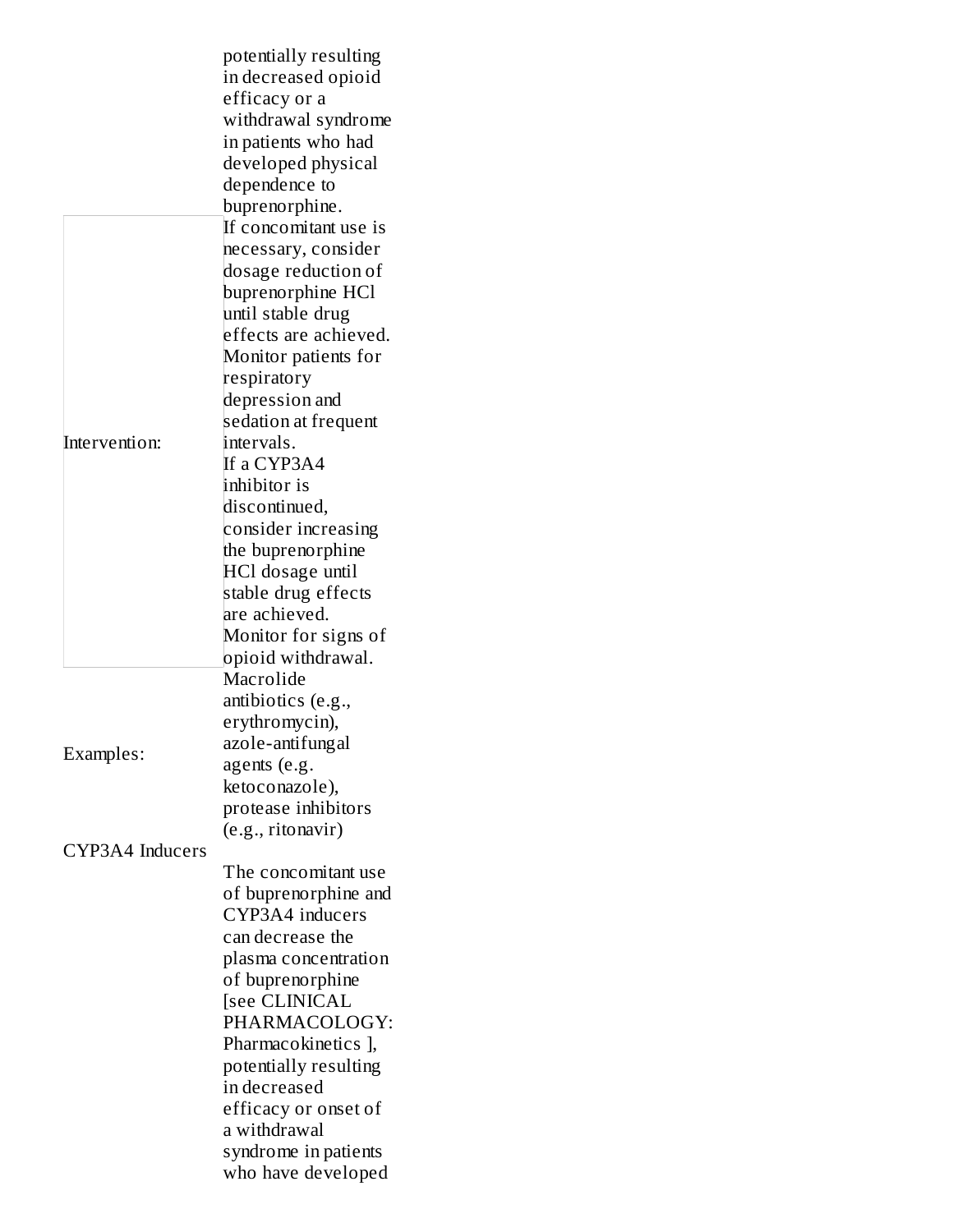|  |  |
| --- | --- |
|  | potentially resulting in decreased opioid efficacy or a withdrawal syndrome in patients who had developed physical dependence to buprenorphine. |
| Intervention: | If concomitant use is necessary, consider dosage reduction of buprenorphine HCl until stable drug effects are achieved. Monitor patients for respiratory depression and sedation at frequent intervals. If a CYP3A4 inhibitor is discontinued, consider increasing the buprenorphine HCl dosage until stable drug effects are achieved. Monitor for signs of opioid withdrawal. |
| Examples: | Macrolide antibiotics (e.g., erythromycin), azole-antifungal agents (e.g. ketoconazole), protease inhibitors (e.g., ritonavir) |
| CYP3A4 Inducers |  |
|  | The concomitant use of buprenorphine and CYP3A4 inducers can decrease the plasma concentration of buprenorphine [see CLINICAL PHARMACOLOGY: Pharmacokinetics ], potentially resulting in decreased efficacy or onset of a withdrawal syndrome in patients who have developed |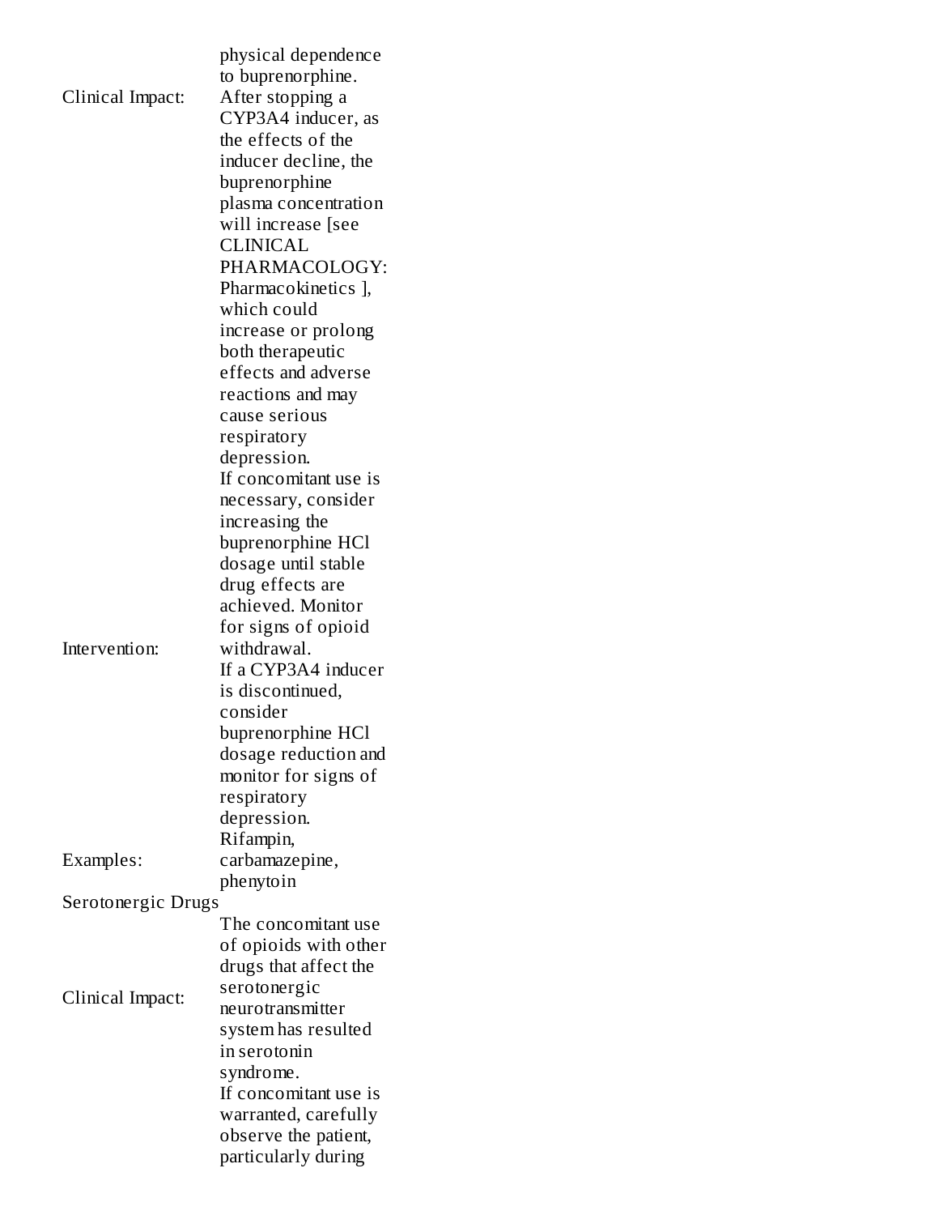| | |
|---|---|
| | physical dependence to buprenorphine. |
| Clinical Impact: | After stopping a CYP3A4 inducer, as the effects of the inducer decline, the buprenorphine plasma concentration will increase [see CLINICAL PHARMACOLOGY: Pharmacokinetics ], which could increase or prolong both therapeutic effects and adverse reactions and may cause serious respiratory depression. |
| Intervention: | If concomitant use is necessary, consider increasing the buprenorphine HCl dosage until stable drug effects are achieved. Monitor for signs of opioid withdrawal. If a CYP3A4 inducer is discontinued, consider buprenorphine HCl dosage reduction and monitor for signs of respiratory depression. |
| Examples: | Rifampin, carbamazepine, phenytoin |
| Serotonergic Drugs | |
| Clinical Impact: | The concomitant use of opioids with other drugs that affect the serotonergic neurotransmitter system has resulted in serotonin syndrome. |
| | If concomitant use is warranted, carefully observe the patient, particularly during |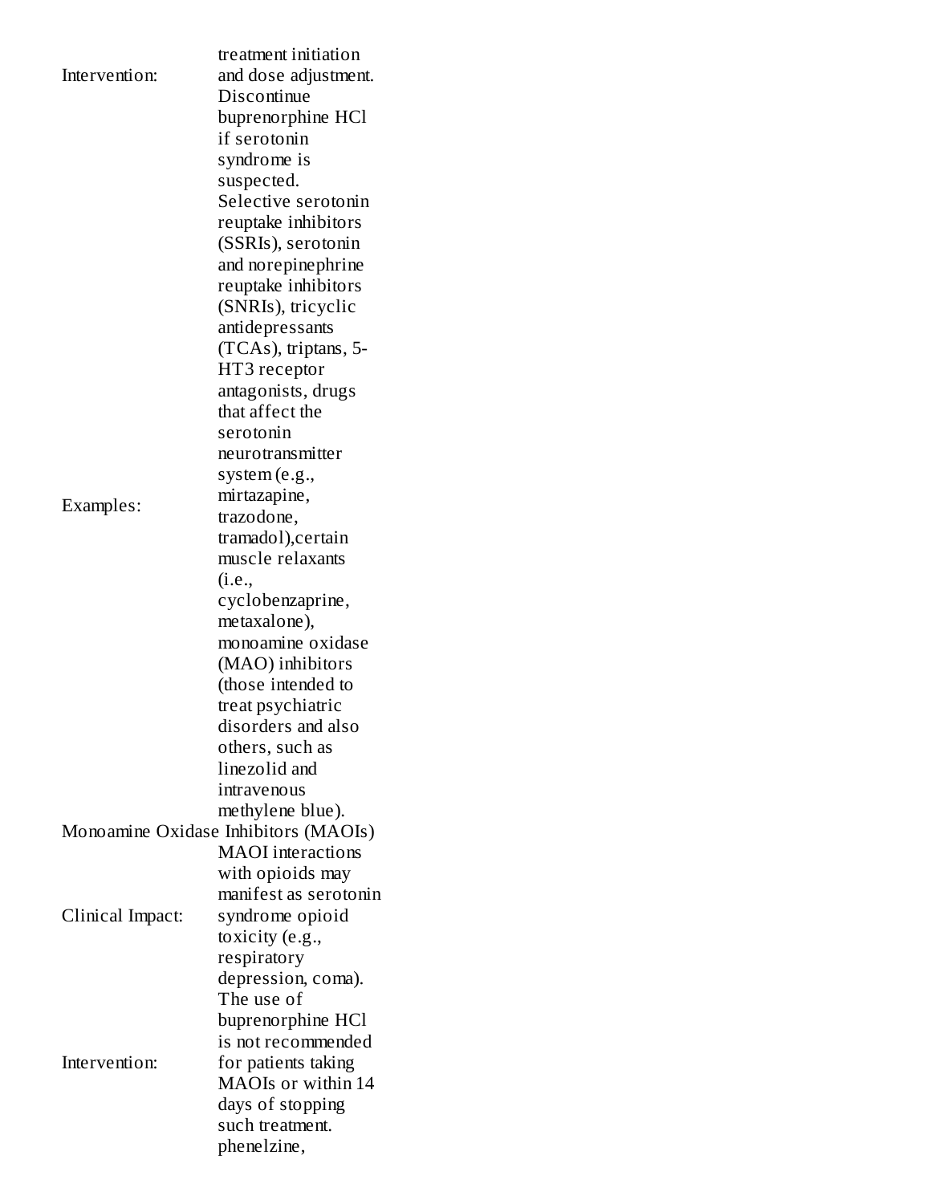| | |
|---|---|
| Intervention: | treatment initiation and dose adjustment. Discontinue buprenorphine HCl if serotonin syndrome is suspected. |
| Examples: | Selective serotonin reuptake inhibitors (SSRIs), serotonin and norepinephrine reuptake inhibitors (SNRIs), tricyclic antidepressants (TCAs), triptans, 5-HT3 receptor antagonists, drugs that affect the serotonin neurotransmitter system (e.g., mirtazapine, trazodone, tramadol),certain muscle relaxants (i.e., cyclobenzaprine, metaxalone), monoamine oxidase (MAO) inhibitors (those intended to treat psychiatric disorders and also others, such as linezolid and intravenous methylene blue). |
| **Monoamine Oxidase Inhibitors (MAOIs)** | |
| Clinical Impact: | MAOI interactions with opioids may manifest as serotonin syndrome opioid toxicity (e.g., respiratory depression, coma). |
| Intervention: | The use of buprenorphine HCl is not recommended for patients taking MAOIs or within 14 days of stopping such treatment. |
| | phenelzine, |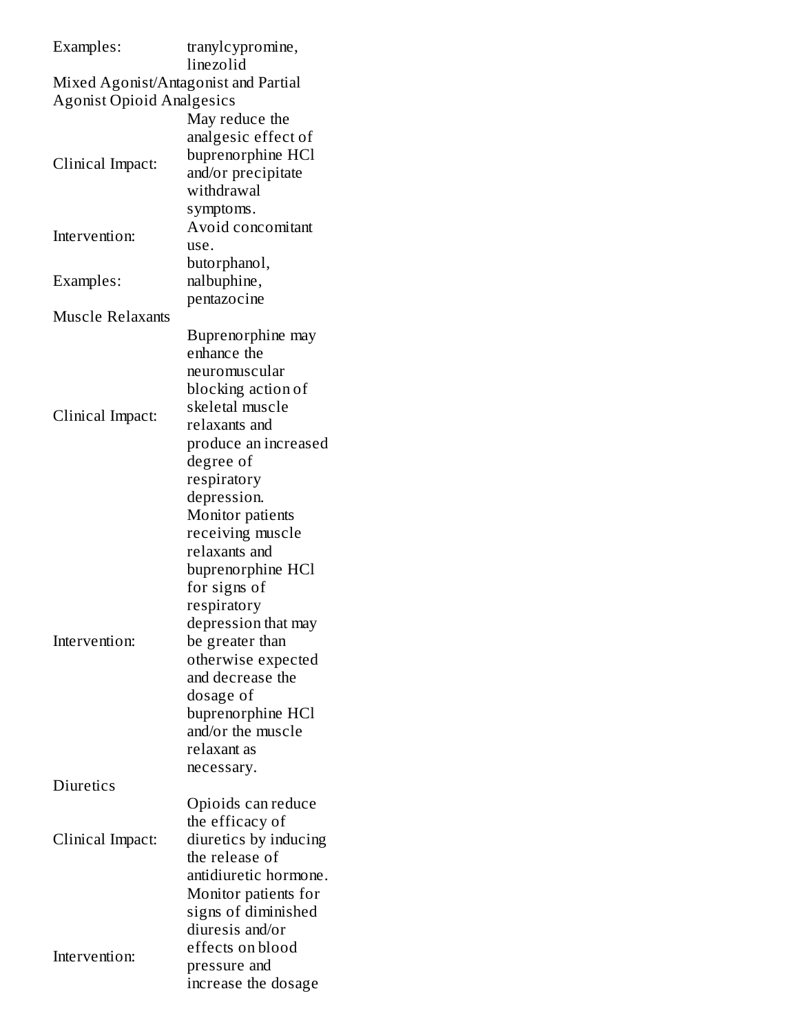| | |
|---|---|
| Examples: | tranylcypromine, linezolid |
| **Mixed Agonist/Antagonist and Partial Agonist Opioid Analgesics** | |
| Clinical Impact: | May reduce the analgesic effect of buprenorphine HCl and/or precipitate withdrawal symptoms. |
| Intervention: | Avoid concomitant use. |
| Examples: | butorphanol, nalbuphine, pentazocine |
| **Muscle Relaxants** | |
| Clinical Impact: | Buprenorphine may enhance the neuromuscular blocking action of skeletal muscle relaxants and produce an increased degree of respiratory depression. |
| Intervention: | Monitor patients receiving muscle relaxants and buprenorphine HCl for signs of respiratory depression that may be greater than otherwise expected and decrease the dosage of buprenorphine HCl and/or the muscle relaxant as necessary. |
| **Diuretics** | |
| Clinical Impact: | Opioids can reduce the efficacy of diuretics by inducing the release of antidiuretic hormone. |
| Intervention: | Monitor patients for signs of diminished diuresis and/or effects on blood pressure and increase the dosage |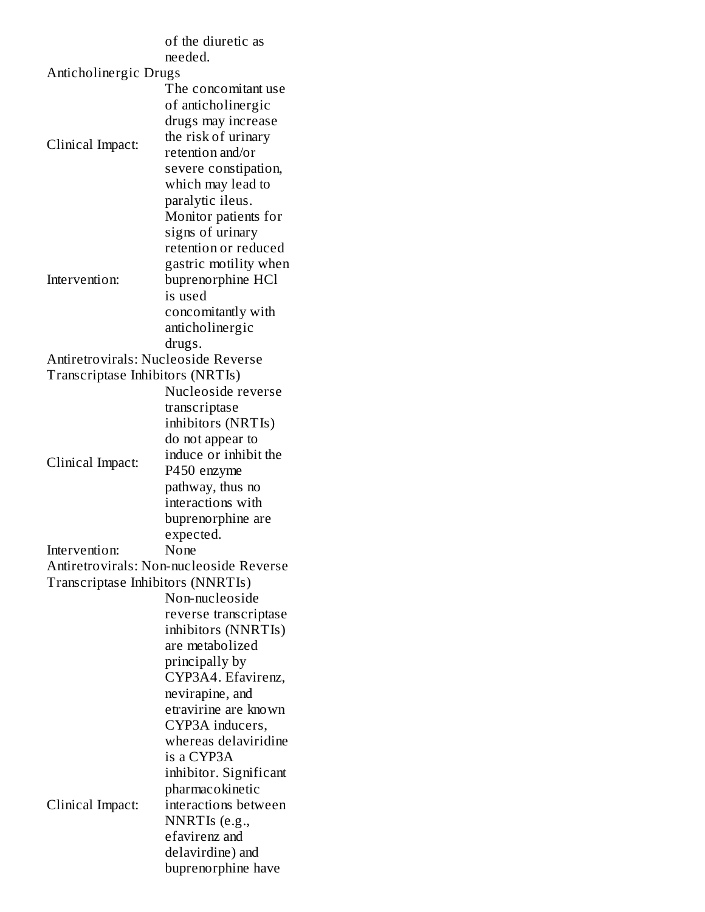| | |
|---|---|
| | of the diuretic as needed. |
| Anticholinergic Drugs | |
| Clinical Impact: | The concomitant use of anticholinergic drugs may increase the risk of urinary retention and/or severe constipation, which may lead to paralytic ileus. |
| Intervention: | Monitor patients for signs of urinary retention or reduced gastric motility when buprenorphine HCl is used concomitantly with anticholinergic drugs. |
| Antiretrovirals: Nucleoside Reverse Transcriptase Inhibitors (NRTIs) | |
| Clinical Impact: | Nucleoside reverse transcriptase inhibitors (NRTIs) do not appear to induce or inhibit the P450 enzyme pathway, thus no interactions with buprenorphine are expected. |
| Intervention: | None |
| Antiretrovirals: Non-nucleoside Reverse Transcriptase Inhibitors (NNRTIs) | |
| Clinical Impact: | Non-nucleoside reverse transcriptase inhibitors (NNRTIs) are metabolized principally by CYP3A4. Efavirenz, nevirapine, and etravirine are known CYP3A inducers, whereas delaviridine is a CYP3A inhibitor. Significant pharmacokinetic interactions between NNRTIs (e.g., efavirenz and delavirdine) and buprenorphine have |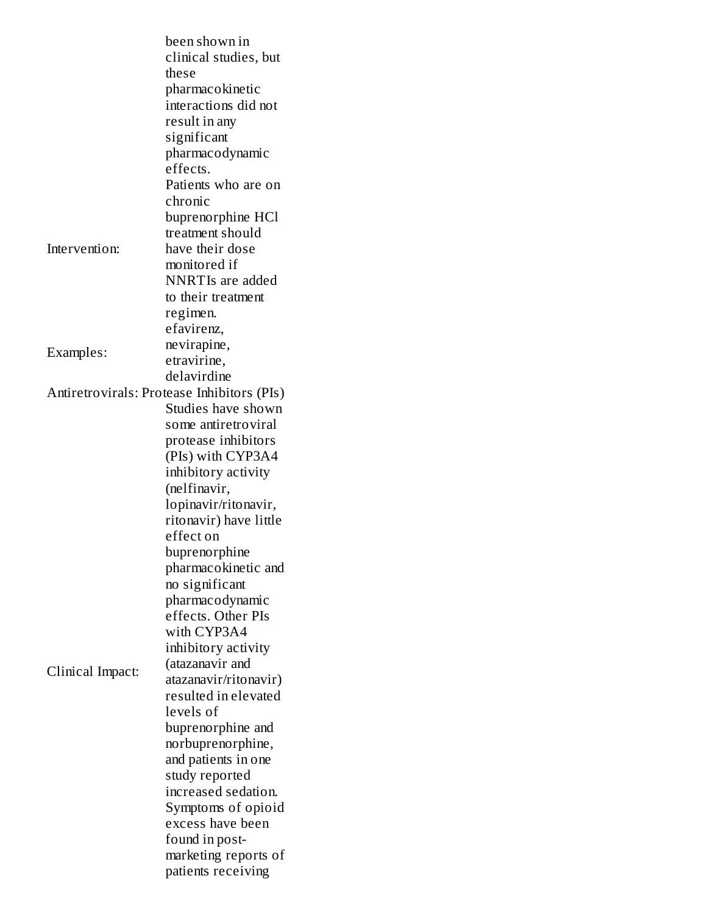| | |
|---|---|
| | been shown in clinical studies, but these pharmacokinetic interactions did not result in any significant pharmacodynamic effects. |
| Intervention: | Patients who are on chronic buprenorphine HCl treatment should have their dose monitored if NNRTIs are added to their treatment regimen. |
| Examples: | efavirenz, nevirapine, etravirine, delavirdine |
| Antiretrovirals: Protease Inhibitors (PIs) | |
| Clinical Impact: | Studies have shown some antiretroviral protease inhibitors (PIs) with CYP3A4 inhibitory activity (nelfinavir, lopinavir/ritonavir, ritonavir) have little effect on buprenorphine pharmacokinetic and no significant pharmacodynamic effects. Other PIs with CYP3A4 inhibitory activity (atazanavir and atazanavir/ritonavir) resulted in elevated levels of buprenorphine and norbuprenorphine, and patients in one study reported increased sedation. Symptoms of opioid excess have been found in post-marketing reports of patients receiving |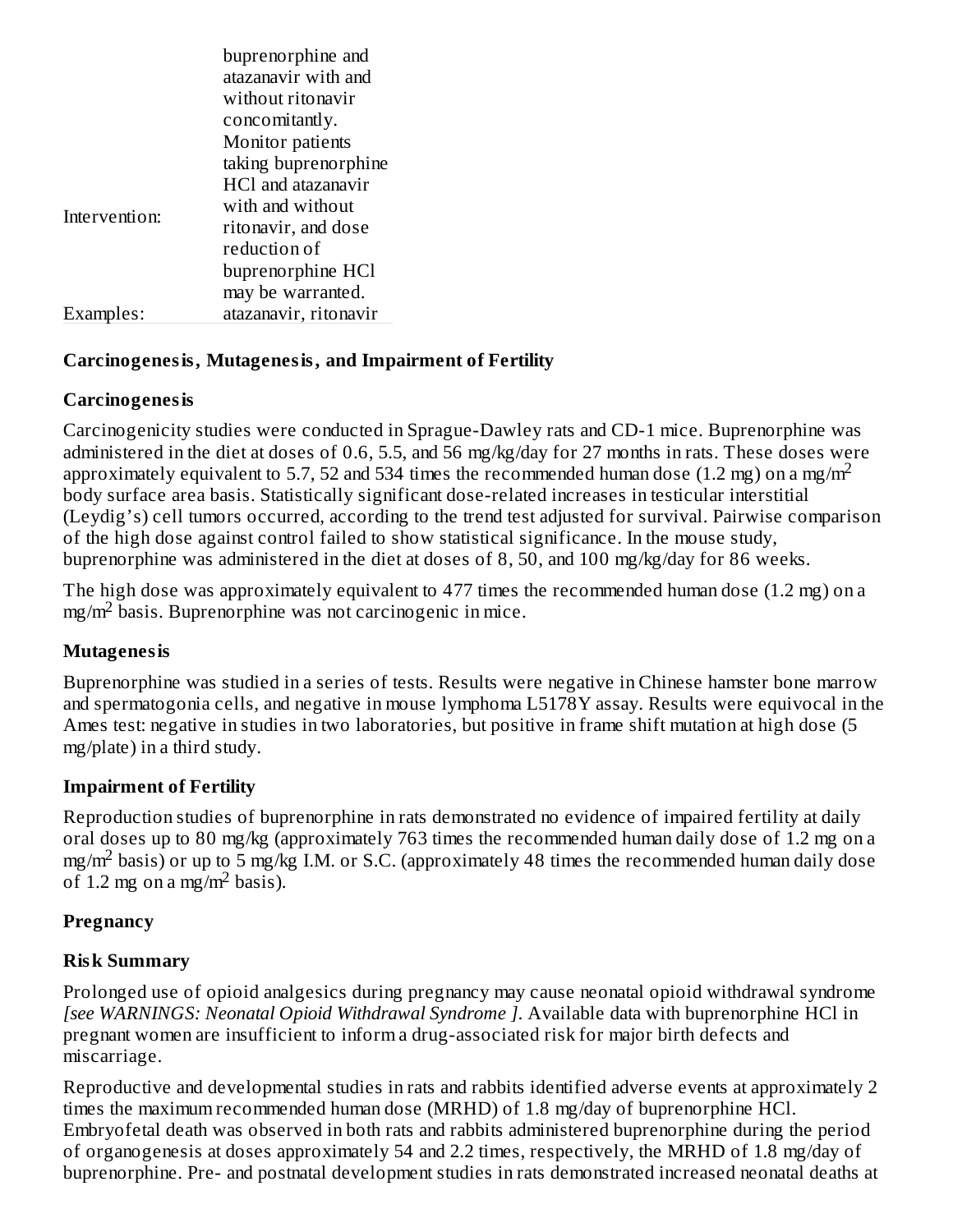| | |
|---|---|
| Intervention: | buprenorphine and atazanavir with and without ritonavir concomitantly. Monitor patients taking buprenorphine HCl and atazanavir with and without ritonavir, and dose reduction of buprenorphine HCl may be warranted. |
| Examples: | atazanavir, ritonavir |

**Carcinogenesis, Mutagenesis, and Impairment of Fertility**

**Carcinogenesis**

Carcinogenicity studies were conducted in Sprague-Dawley rats and CD-1 mice. Buprenorphine was administered in the diet at doses of 0.6, 5.5, and 56 mg/kg/day for 27 months in rats. These doses were approximately equivalent to 5.7, 52 and 534 times the recommended human dose (1.2 mg) on a mg/m$^2$ body surface area basis. Statistically significant dose-related increases in testicular interstitial (Leydig's) cell tumors occurred, according to the trend test adjusted for survival. Pairwise comparison of the high dose against control failed to show statistical significance. In the mouse study, buprenorphine was administered in the diet at doses of 8, 50, and 100 mg/kg/day for 86 weeks.

The high dose was approximately equivalent to 477 times the recommended human dose (1.2 mg) on a mg/m$^2$ basis. Buprenorphine was not carcinogenic in mice.

**Mutagenesis**

Buprenorphine was studied in a series of tests. Results were negative in Chinese hamster bone marrow and spermatogonia cells, and negative in mouse lymphoma L5178Y assay. Results were equivocal in the Ames test: negative in studies in two laboratories, but positive in frame shift mutation at high dose (5 mg/plate) in a third study.

**Impairment of Fertility**

Reproduction studies of buprenorphine in rats demonstrated no evidence of impaired fertility at daily oral doses up to 80 mg/kg (approximately 763 times the recommended human daily dose of 1.2 mg on a mg/m$^2$ basis) or up to 5 mg/kg I.M. or S.C. (approximately 48 times the recommended human daily dose of 1.2 mg on a mg/m$^2$ basis).

**Pregnancy**

**Risk Summary**

Prolonged use of opioid analgesics during pregnancy may cause neonatal opioid withdrawal syndrome *[see WARNINGS: Neonatal Opioid Withdrawal Syndrome ]*. Available data with buprenorphine HCl in pregnant women are insufficient to inform a drug-associated risk for major birth defects and miscarriage.

Reproductive and developmental studies in rats and rabbits identified adverse events at approximately 2 times the maximum recommended human dose (MRHD) of 1.8 mg/day of buprenorphine HCl. Embryofetal death was observed in both rats and rabbits administered buprenorphine during the period of organogenesis at doses approximately 54 and 2.2 times, respectively, the MRHD of 1.8 mg/day of buprenorphine. Pre- and postnatal development studies in rats demonstrated increased neonatal deaths at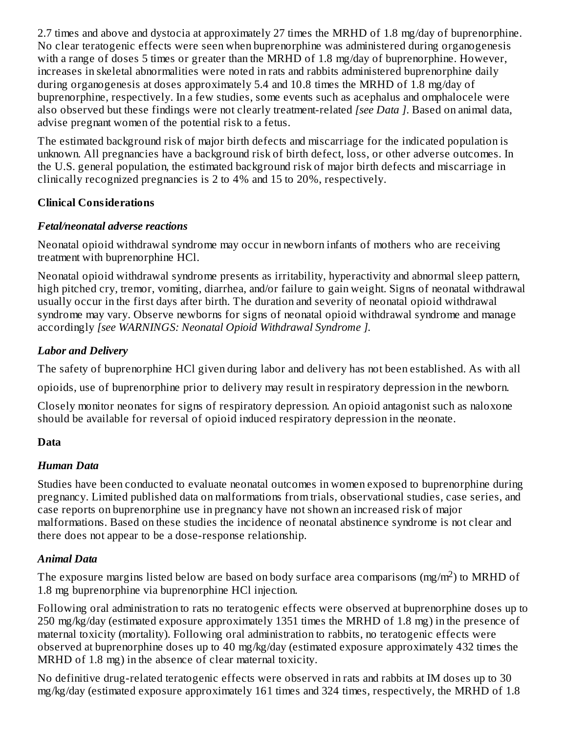2.7 times and above and dystocia at approximately 27 times the MRHD of 1.8 mg/day of buprenorphine. No clear teratogenic effects were seen when buprenorphine was administered during organogenesis with a range of doses 5 times or greater than the MRHD of 1.8 mg/day of buprenorphine. However, increases in skeletal abnormalities were noted in rats and rabbits administered buprenorphine daily during organogenesis at doses approximately 5.4 and 10.8 times the MRHD of 1.8 mg/day of buprenorphine, respectively. In a few studies, some events such as acephalus and omphalocele were also observed but these findings were not clearly treatment-related *[see Data ]*. Based on animal data, advise pregnant women of the potential risk to a fetus.

The estimated background risk of major birth defects and miscarriage for the indicated population is unknown. All pregnancies have a background risk of birth defect, loss, or other adverse outcomes. In the U.S. general population, the estimated background risk of major birth defects and miscarriage in clinically recognized pregnancies is 2 to 4% and 15 to 20%, respectively.

**Clinical Considerations**

***Fetal/neonatal adverse reactions***

Neonatal opioid withdrawal syndrome may occur in newborn infants of mothers who are receiving treatment with buprenorphine HCl.

Neonatal opioid withdrawal syndrome presents as irritability, hyperactivity and abnormal sleep pattern, high pitched cry, tremor, vomiting, diarrhea, and/or failure to gain weight. Signs of neonatal withdrawal usually occur in the first days after birth. The duration and severity of neonatal opioid withdrawal syndrome may vary. Observe newborns for signs of neonatal opioid withdrawal syndrome and manage accordingly *[see WARNINGS: Neonatal Opioid Withdrawal Syndrome ]*.

***Labor and Delivery***

The safety of buprenorphine HCl given during labor and delivery has not been established. As with all opioids, use of buprenorphine prior to delivery may result in respiratory depression in the newborn.

Closely monitor neonates for signs of respiratory depression. An opioid antagonist such as naloxone should be available for reversal of opioid induced respiratory depression in the neonate.

**Data**

***Human Data***

Studies have been conducted to evaluate neonatal outcomes in women exposed to buprenorphine during pregnancy. Limited published data on malformations from trials, observational studies, case series, and case reports on buprenorphine use in pregnancy have not shown an increased risk of major malformations. Based on these studies the incidence of neonatal abstinence syndrome is not clear and there does not appear to be a dose-response relationship.

***Animal Data***

The exposure margins listed below are based on body surface area comparisons ($mg/m^2$) to MRHD of 1.8 mg buprenorphine via buprenorphine HCl injection.

Following oral administration to rats no teratogenic effects were observed at buprenorphine doses up to 250 mg/kg/day (estimated exposure approximately 1351 times the MRHD of 1.8 mg) in the presence of maternal toxicity (mortality). Following oral administration to rabbits, no teratogenic effects were observed at buprenorphine doses up to 40 mg/kg/day (estimated exposure approximately 432 times the MRHD of 1.8 mg) in the absence of clear maternal toxicity.

No definitive drug-related teratogenic effects were observed in rats and rabbits at IM doses up to 30 mg/kg/day (estimated exposure approximately 161 times and 324 times, respectively, the MRHD of 1.8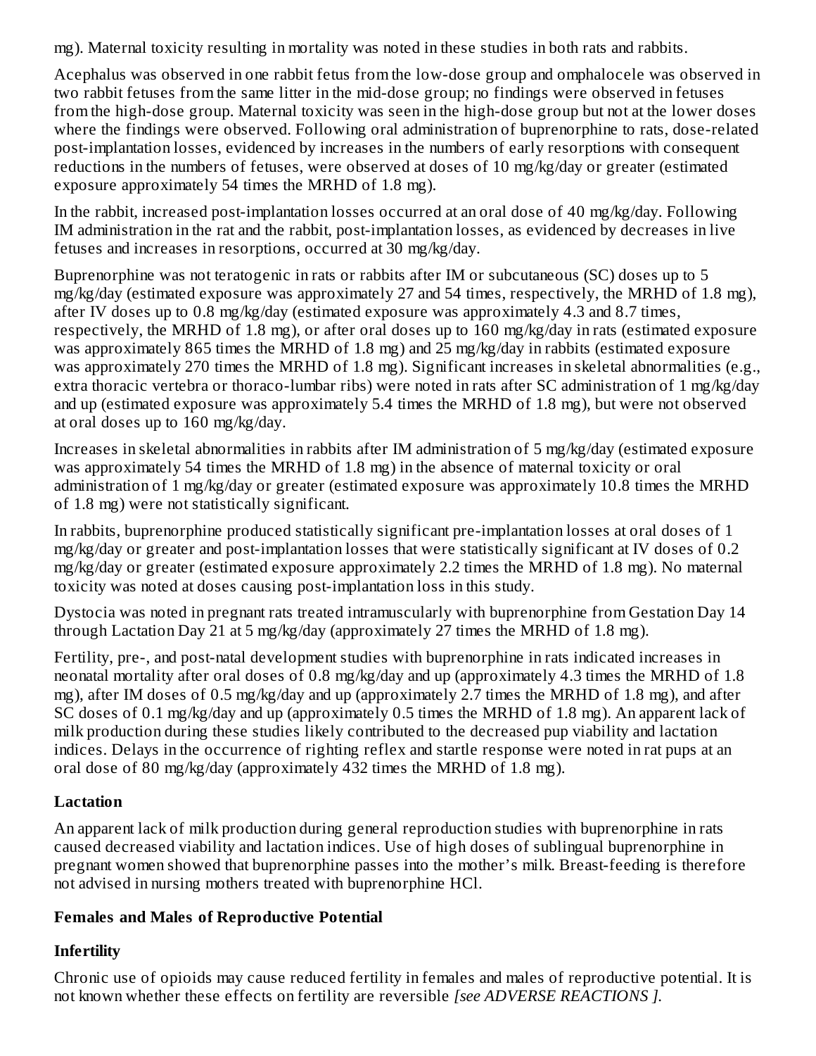mg). Maternal toxicity resulting in mortality was noted in these studies in both rats and rabbits.

Acephalus was observed in one rabbit fetus from the low-dose group and omphalocele was observed in two rabbit fetuses from the same litter in the mid-dose group; no findings were observed in fetuses from the high-dose group. Maternal toxicity was seen in the high-dose group but not at the lower doses where the findings were observed. Following oral administration of buprenorphine to rats, dose-related post-implantation losses, evidenced by increases in the numbers of early resorptions with consequent reductions in the numbers of fetuses, were observed at doses of 10 mg/kg/day or greater (estimated exposure approximately 54 times the MRHD of 1.8 mg).

In the rabbit, increased post-implantation losses occurred at an oral dose of 40 mg/kg/day. Following IM administration in the rat and the rabbit, post-implantation losses, as evidenced by decreases in live fetuses and increases in resorptions, occurred at 30 mg/kg/day.

Buprenorphine was not teratogenic in rats or rabbits after IM or subcutaneous (SC) doses up to 5 mg/kg/day (estimated exposure was approximately 27 and 54 times, respectively, the MRHD of 1.8 mg), after IV doses up to 0.8 mg/kg/day (estimated exposure was approximately 4.3 and 8.7 times, respectively, the MRHD of 1.8 mg), or after oral doses up to 160 mg/kg/day in rats (estimated exposure was approximately 865 times the MRHD of 1.8 mg) and 25 mg/kg/day in rabbits (estimated exposure was approximately 270 times the MRHD of 1.8 mg). Significant increases in skeletal abnormalities (e.g., extra thoracic vertebra or thoraco-lumbar ribs) were noted in rats after SC administration of 1 mg/kg/day and up (estimated exposure was approximately 5.4 times the MRHD of 1.8 mg), but were not observed at oral doses up to 160 mg/kg/day.

Increases in skeletal abnormalities in rabbits after IM administration of 5 mg/kg/day (estimated exposure was approximately 54 times the MRHD of 1.8 mg) in the absence of maternal toxicity or oral administration of 1 mg/kg/day or greater (estimated exposure was approximately 10.8 times the MRHD of 1.8 mg) were not statistically significant.

In rabbits, buprenorphine produced statistically significant pre-implantation losses at oral doses of 1 mg/kg/day or greater and post-implantation losses that were statistically significant at IV doses of 0.2 mg/kg/day or greater (estimated exposure approximately 2.2 times the MRHD of 1.8 mg). No maternal toxicity was noted at doses causing post-implantation loss in this study.

Dystocia was noted in pregnant rats treated intramuscularly with buprenorphine from Gestation Day 14 through Lactation Day 21 at 5 mg/kg/day (approximately 27 times the MRHD of 1.8 mg).

Fertility, pre-, and post-natal development studies with buprenorphine in rats indicated increases in neonatal mortality after oral doses of 0.8 mg/kg/day and up (approximately 4.3 times the MRHD of 1.8 mg), after IM doses of 0.5 mg/kg/day and up (approximately 2.7 times the MRHD of 1.8 mg), and after SC doses of 0.1 mg/kg/day and up (approximately 0.5 times the MRHD of 1.8 mg). An apparent lack of milk production during these studies likely contributed to the decreased pup viability and lactation indices. Delays in the occurrence of righting reflex and startle response were noted in rat pups at an oral dose of 80 mg/kg/day (approximately 432 times the MRHD of 1.8 mg).

### Lactation

An apparent lack of milk production during general reproduction studies with buprenorphine in rats caused decreased viability and lactation indices. Use of high doses of sublingual buprenorphine in pregnant women showed that buprenorphine passes into the mother's milk. Breast-feeding is therefore not advised in nursing mothers treated with buprenorphine HCl.

### Females and Males of Reproductive Potential

### Infertility

Chronic use of opioids may cause reduced fertility in females and males of reproductive potential. It is not known whether these effects on fertility are reversible *[see ADVERSE REACTIONS ].*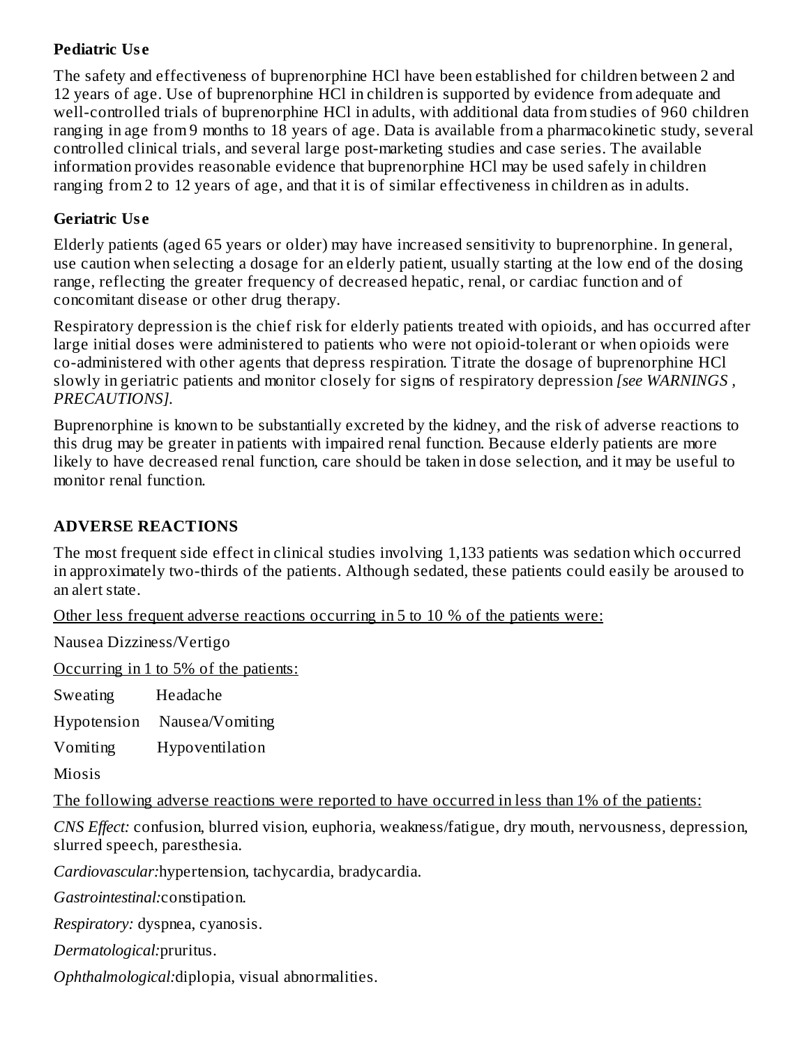**Pediatric Use**

The safety and effectiveness of buprenorphine HCl have been established for children between 2 and 12 years of age. Use of buprenorphine HCl in children is supported by evidence from adequate and well-controlled trials of buprenorphine HCl in adults, with additional data from studies of 960 children ranging in age from 9 months to 18 years of age. Data is available from a pharmacokinetic study, several controlled clinical trials, and several large post-marketing studies and case series. The available information provides reasonable evidence that buprenorphine HCl may be used safely in children ranging from 2 to 12 years of age, and that it is of similar effectiveness in children as in adults.

**Geriatric Use**

Elderly patients (aged 65 years or older) may have increased sensitivity to buprenorphine. In general, use caution when selecting a dosage for an elderly patient, usually starting at the low end of the dosing range, reflecting the greater frequency of decreased hepatic, renal, or cardiac function and of concomitant disease or other drug therapy.

Respiratory depression is the chief risk for elderly patients treated with opioids, and has occurred after large initial doses were administered to patients who were not opioid-tolerant or when opioids were co-administered with other agents that depress respiration. Titrate the dosage of buprenorphine HCl slowly in geriatric patients and monitor closely for signs of respiratory depression *[see WARNINGS , PRECAUTIONS].*

Buprenorphine is known to be substantially excreted by the kidney, and the risk of adverse reactions to this drug may be greater in patients with impaired renal function. Because elderly patients are more likely to have decreased renal function, care should be taken in dose selection, and it may be useful to monitor renal function.

## ADVERSE REACTIONS

The most frequent side effect in clinical studies involving 1,133 patients was sedation which occurred in approximately two-thirds of the patients. Although sedated, these patients could easily be aroused to an alert state.

Other less frequent adverse reactions occurring in 5 to 10 % of the patients were:

Nausea Dizziness/Vertigo

Occurring in 1 to 5% of the patients:

Sweating Headache

Hypotension Nausea/Vomiting

Vomiting Hypoventilation

Miosis

The following adverse reactions were reported to have occurred in less than 1% of the patients:

*CNS Effect:* confusion, blurred vision, euphoria, weakness/fatigue, dry mouth, nervousness, depression, slurred speech, paresthesia.

*Cardiovascular:* hypertension, tachycardia, bradycardia.

*Gastrointestinal:* constipation.

*Respiratory:* dyspnea, cyanosis.

*Dermatological:* pruritus.

*Ophthalmological:* diplopia, visual abnormalities.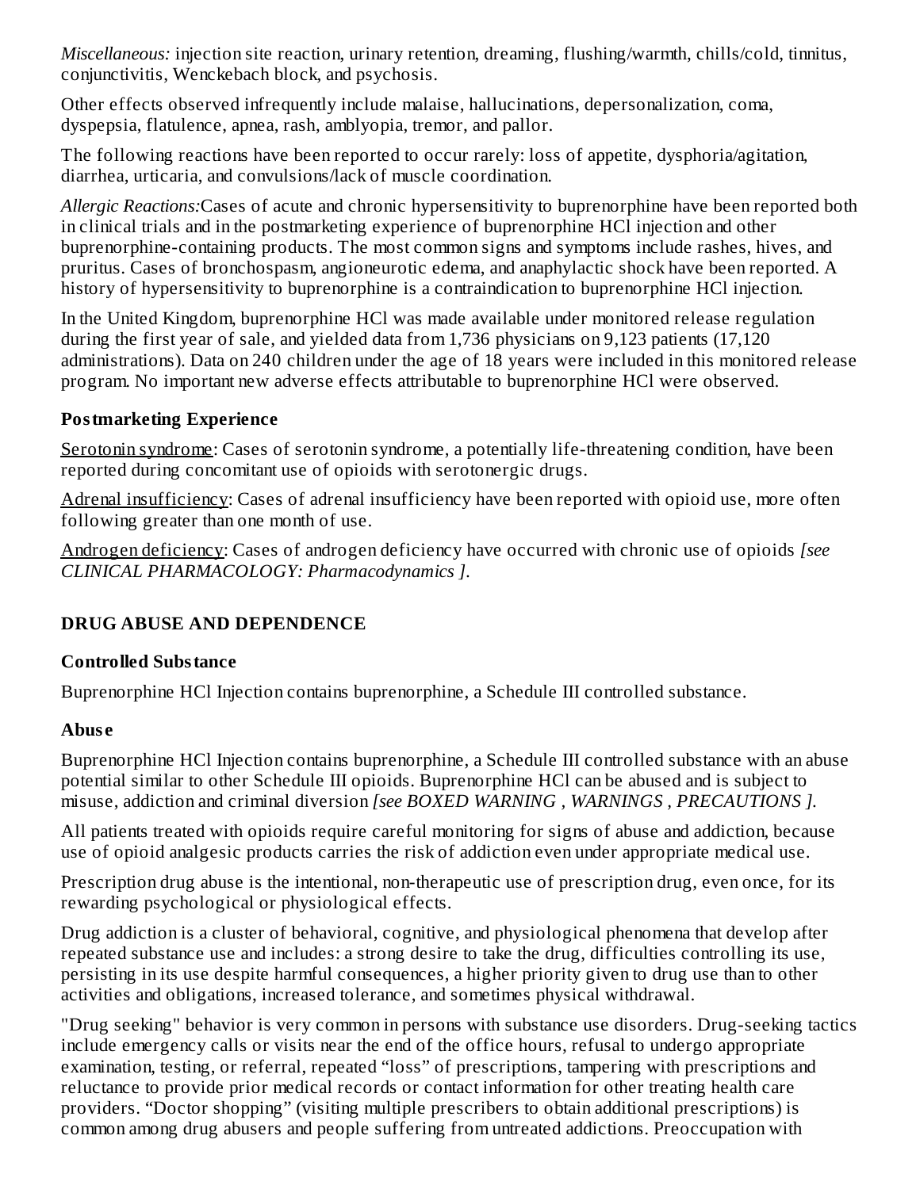*Miscellaneous:* injection site reaction, urinary retention, dreaming, flushing/warmth, chills/cold, tinnitus, conjunctivitis, Wenckebach block, and psychosis.

Other effects observed infrequently include malaise, hallucinations, depersonalization, coma, dyspepsia, flatulence, apnea, rash, amblyopia, tremor, and pallor.

The following reactions have been reported to occur rarely: loss of appetite, dysphoria/agitation, diarrhea, urticaria, and convulsions/lack of muscle coordination.

*Allergic Reactions:*Cases of acute and chronic hypersensitivity to buprenorphine have been reported both in clinical trials and in the postmarketing experience of buprenorphine HCl injection and other buprenorphine-containing products. The most common signs and symptoms include rashes, hives, and pruritus. Cases of bronchospasm, angioneurotic edema, and anaphylactic shock have been reported. A history of hypersensitivity to buprenorphine is a contraindication to buprenorphine HCl injection.

In the United Kingdom, buprenorphine HCl was made available under monitored release regulation during the first year of sale, and yielded data from 1,736 physicians on 9,123 patients (17,120 administrations). Data on 240 children under the age of 18 years were included in this monitored release program. No important new adverse effects attributable to buprenorphine HCl were observed.

### Postmarketing Experience

Serotonin syndrome: Cases of serotonin syndrome, a potentially life-threatening condition, have been reported during concomitant use of opioids with serotonergic drugs.

Adrenal insufficiency: Cases of adrenal insufficiency have been reported with opioid use, more often following greater than one month of use.

Androgen deficiency: Cases of androgen deficiency have occurred with chronic use of opioids *[see CLINICAL PHARMACOLOGY: Pharmacodynamics ].*

## DRUG ABUSE AND DEPENDENCE

### Controlled Substance

Buprenorphine HCl Injection contains buprenorphine, a Schedule III controlled substance.

### Abuse

Buprenorphine HCl Injection contains buprenorphine, a Schedule III controlled substance with an abuse potential similar to other Schedule III opioids. Buprenorphine HCl can be abused and is subject to misuse, addiction and criminal diversion *[see BOXED WARNING , WARNINGS , PRECAUTIONS ].*

All patients treated with opioids require careful monitoring for signs of abuse and addiction, because use of opioid analgesic products carries the risk of addiction even under appropriate medical use.

Prescription drug abuse is the intentional, non-therapeutic use of prescription drug, even once, for its rewarding psychological or physiological effects.

Drug addiction is a cluster of behavioral, cognitive, and physiological phenomena that develop after repeated substance use and includes: a strong desire to take the drug, difficulties controlling its use, persisting in its use despite harmful consequences, a higher priority given to drug use than to other activities and obligations, increased tolerance, and sometimes physical withdrawal.

"Drug seeking" behavior is very common in persons with substance use disorders. Drug-seeking tactics include emergency calls or visits near the end of the office hours, refusal to undergo appropriate examination, testing, or referral, repeated "loss" of prescriptions, tampering with prescriptions and reluctance to provide prior medical records or contact information for other treating health care providers. "Doctor shopping" (visiting multiple prescribers to obtain additional prescriptions) is common among drug abusers and people suffering from untreated addictions. Preoccupation with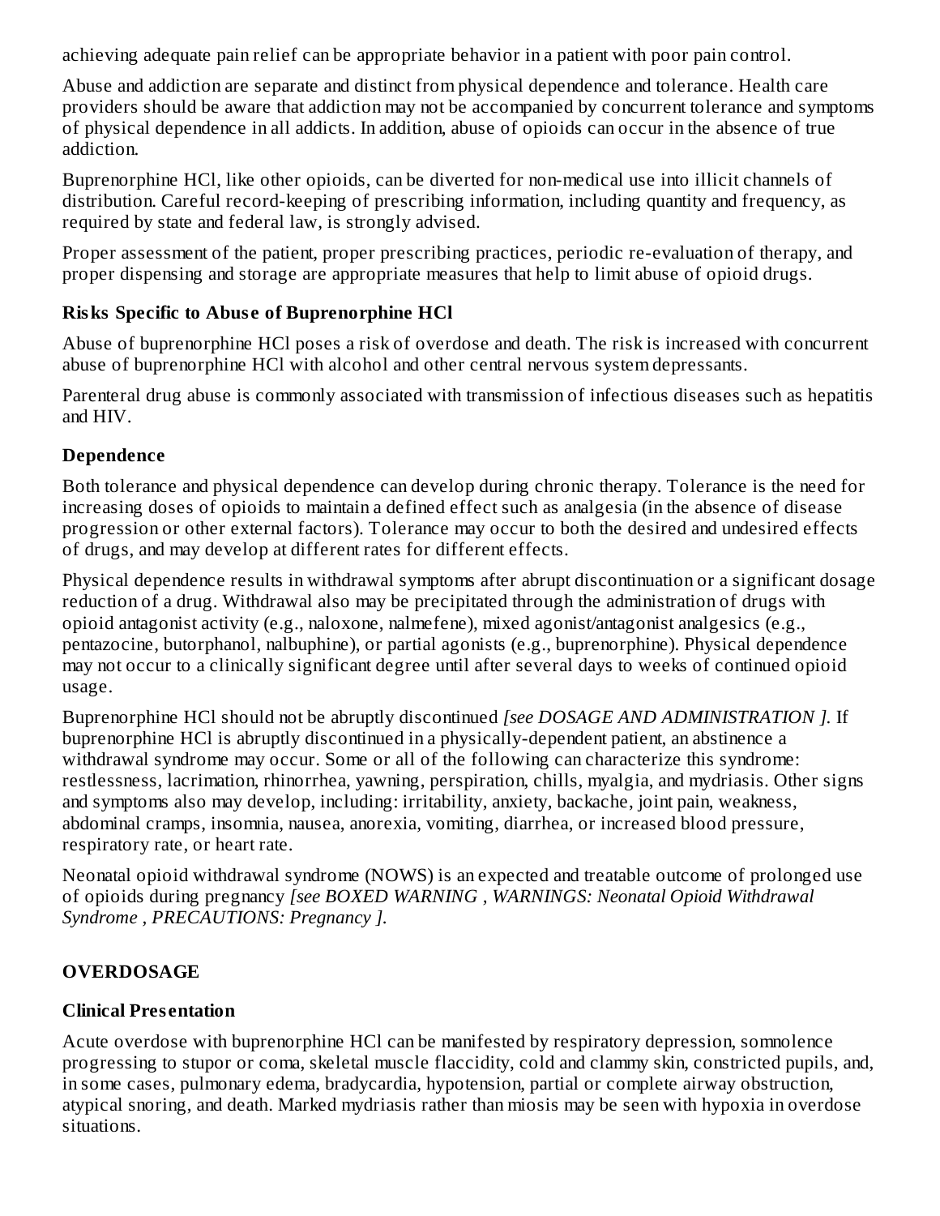achieving adequate pain relief can be appropriate behavior in a patient with poor pain control.

Abuse and addiction are separate and distinct from physical dependence and tolerance. Health care providers should be aware that addiction may not be accompanied by concurrent tolerance and symptoms of physical dependence in all addicts. In addition, abuse of opioids can occur in the absence of true addiction.

Buprenorphine HCl, like other opioids, can be diverted for non-medical use into illicit channels of distribution. Careful record-keeping of prescribing information, including quantity and frequency, as required by state and federal law, is strongly advised.

Proper assessment of the patient, proper prescribing practices, periodic re-evaluation of therapy, and proper dispensing and storage are appropriate measures that help to limit abuse of opioid drugs.

### Risks Specific to Abuse of Buprenorphine HCl

Abuse of buprenorphine HCl poses a risk of overdose and death. The risk is increased with concurrent abuse of buprenorphine HCl with alcohol and other central nervous system depressants.

Parenteral drug abuse is commonly associated with transmission of infectious diseases such as hepatitis and HIV.

### Dependence

Both tolerance and physical dependence can develop during chronic therapy. Tolerance is the need for increasing doses of opioids to maintain a defined effect such as analgesia (in the absence of disease progression or other external factors). Tolerance may occur to both the desired and undesired effects of drugs, and may develop at different rates for different effects.

Physical dependence results in withdrawal symptoms after abrupt discontinuation or a significant dosage reduction of a drug. Withdrawal also may be precipitated through the administration of drugs with opioid antagonist activity (e.g., naloxone, nalmefene), mixed agonist/antagonist analgesics (e.g., pentazocine, butorphanol, nalbuphine), or partial agonists (e.g., buprenorphine). Physical dependence may not occur to a clinically significant degree until after several days to weeks of continued opioid usage.

Buprenorphine HCl should not be abruptly discontinued *[see DOSAGE AND ADMINISTRATION ]*. If buprenorphine HCl is abruptly discontinued in a physically-dependent patient, an abstinence a withdrawal syndrome may occur. Some or all of the following can characterize this syndrome: restlessness, lacrimation, rhinorrhea, yawning, perspiration, chills, myalgia, and mydriasis. Other signs and symptoms also may develop, including: irritability, anxiety, backache, joint pain, weakness, abdominal cramps, insomnia, nausea, anorexia, vomiting, diarrhea, or increased blood pressure, respiratory rate, or heart rate.

Neonatal opioid withdrawal syndrome (NOWS) is an expected and treatable outcome of prolonged use of opioids during pregnancy *[see BOXED WARNING , WARNINGS: Neonatal Opioid Withdrawal Syndrome , PRECAUTIONS: Pregnancy ]*.

## OVERDOSAGE

### Clinical Presentation

Acute overdose with buprenorphine HCl can be manifested by respiratory depression, somnolence progressing to stupor or coma, skeletal muscle flaccidity, cold and clammy skin, constricted pupils, and, in some cases, pulmonary edema, bradycardia, hypotension, partial or complete airway obstruction, atypical snoring, and death. Marked mydriasis rather than miosis may be seen with hypoxia in overdose situations.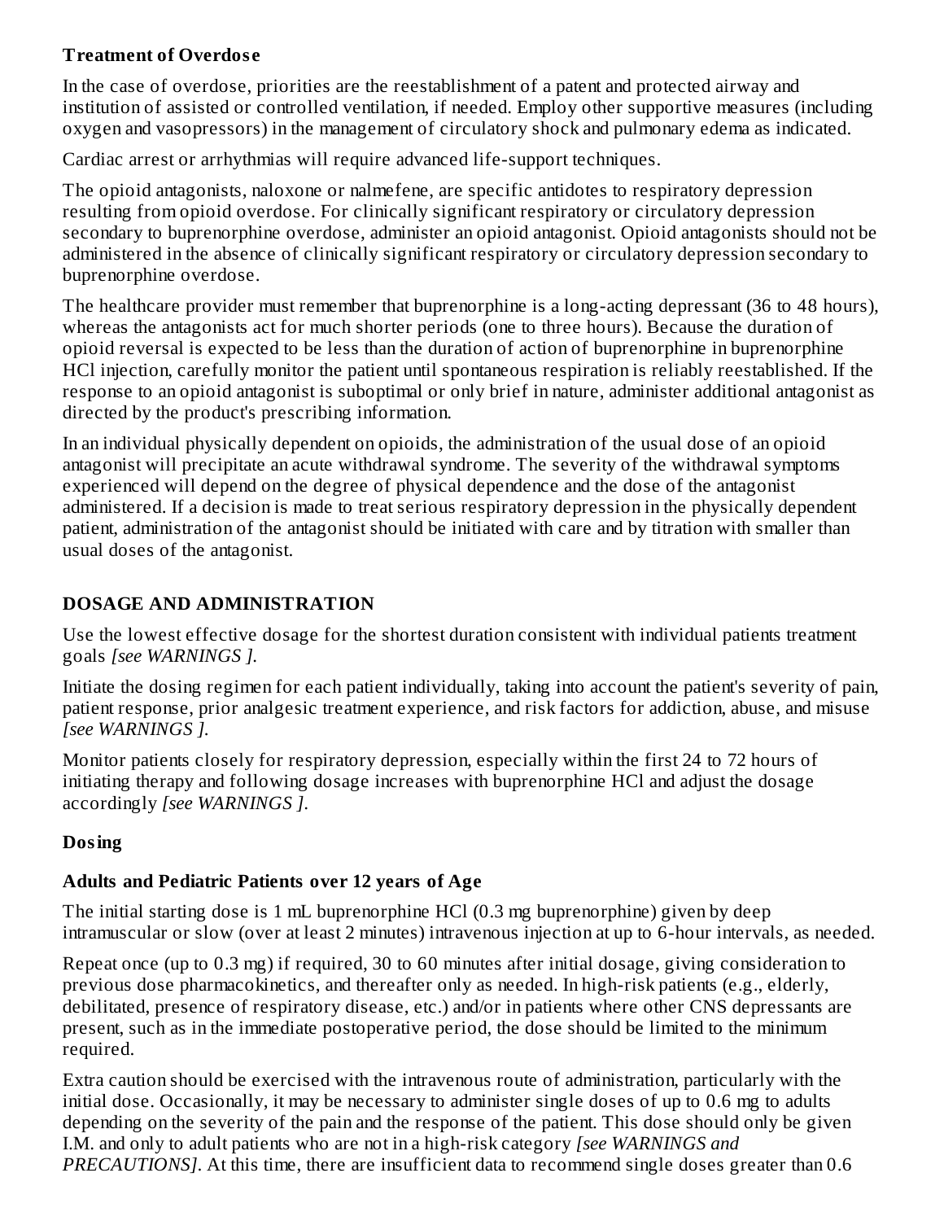**Treatment of Overdose**

In the case of overdose, priorities are the reestablishment of a patent and protected airway and institution of assisted or controlled ventilation, if needed. Employ other supportive measures (including oxygen and vasopressors) in the management of circulatory shock and pulmonary edema as indicated.

Cardiac arrest or arrhythmias will require advanced life-support techniques.

The opioid antagonists, naloxone or nalmefene, are specific antidotes to respiratory depression resulting from opioid overdose. For clinically significant respiratory or circulatory depression secondary to buprenorphine overdose, administer an opioid antagonist. Opioid antagonists should not be administered in the absence of clinically significant respiratory or circulatory depression secondary to buprenorphine overdose.

The healthcare provider must remember that buprenorphine is a long-acting depressant (36 to 48 hours), whereas the antagonists act for much shorter periods (one to three hours). Because the duration of opioid reversal is expected to be less than the duration of action of buprenorphine in buprenorphine HCl injection, carefully monitor the patient until spontaneous respiration is reliably reestablished. If the response to an opioid antagonist is suboptimal or only brief in nature, administer additional antagonist as directed by the product's prescribing information.

In an individual physically dependent on opioids, the administration of the usual dose of an opioid antagonist will precipitate an acute withdrawal syndrome. The severity of the withdrawal symptoms experienced will depend on the degree of physical dependence and the dose of the antagonist administered. If a decision is made to treat serious respiratory depression in the physically dependent patient, administration of the antagonist should be initiated with care and by titration with smaller than usual doses of the antagonist.

## DOSAGE AND ADMINISTRATION

Use the lowest effective dosage for the shortest duration consistent with individual patients treatment goals *[see WARNINGS ].*

Initiate the dosing regimen for each patient individually, taking into account the patient's severity of pain, patient response, prior analgesic treatment experience, and risk factors for addiction, abuse, and misuse *[see WARNINGS ].*

Monitor patients closely for respiratory depression, especially within the first 24 to 72 hours of initiating therapy and following dosage increases with buprenorphine HCl and adjust the dosage accordingly *[see WARNINGS ].*

### Dosing

**Adults and Pediatric Patients over 12 years of Age**

The initial starting dose is 1 mL buprenorphine HCl (0.3 mg buprenorphine) given by deep intramuscular or slow (over at least 2 minutes) intravenous injection at up to 6-hour intervals, as needed.

Repeat once (up to 0.3 mg) if required, 30 to 60 minutes after initial dosage, giving consideration to previous dose pharmacokinetics, and thereafter only as needed. In high-risk patients (e.g., elderly, debilitated, presence of respiratory disease, etc.) and/or in patients where other CNS depressants are present, such as in the immediate postoperative period, the dose should be limited to the minimum required.

Extra caution should be exercised with the intravenous route of administration, particularly with the initial dose. Occasionally, it may be necessary to administer single doses of up to 0.6 mg to adults depending on the severity of the pain and the response of the patient. This dose should only be given I.M. and only to adult patients who are not in a high-risk category *[see WARNINGS and PRECAUTIONS]*. At this time, there are insufficient data to recommend single doses greater than 0.6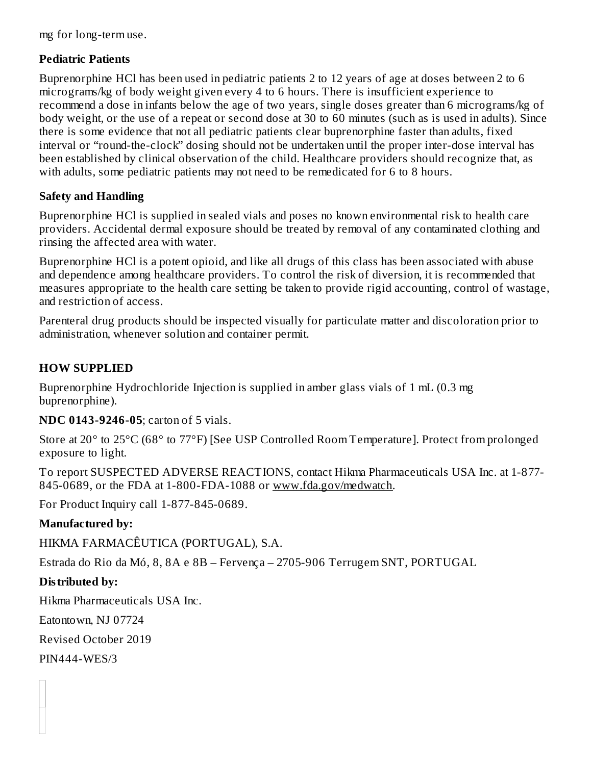mg for long-term use.

**Pediatric Patients**

Buprenorphine HCl has been used in pediatric patients 2 to 12 years of age at doses between 2 to 6 micrograms/kg of body weight given every 4 to 6 hours. There is insufficient experience to recommend a dose in infants below the age of two years, single doses greater than 6 micrograms/kg of body weight, or the use of a repeat or second dose at 30 to 60 minutes (such as is used in adults). Since there is some evidence that not all pediatric patients clear buprenorphine faster than adults, fixed interval or "round-the-clock" dosing should not be undertaken until the proper inter-dose interval has been established by clinical observation of the child. Healthcare providers should recognize that, as with adults, some pediatric patients may not need to be remedicated for 6 to 8 hours.

**Safety and Handling**

Buprenorphine HCl is supplied in sealed vials and poses no known environmental risk to health care providers. Accidental dermal exposure should be treated by removal of any contaminated clothing and rinsing the affected area with water.

Buprenorphine HCl is a potent opioid, and like all drugs of this class has been associated with abuse and dependence among healthcare providers. To control the risk of diversion, it is recommended that measures appropriate to the health care setting be taken to provide rigid accounting, control of wastage, and restriction of access.

Parenteral drug products should be inspected visually for particulate matter and discoloration prior to administration, whenever solution and container permit.

## HOW SUPPLIED

Buprenorphine Hydrochloride Injection is supplied in amber glass vials of 1 mL (0.3 mg buprenorphine).

**NDC 0143-9246-05**; carton of 5 vials.

Store at 20° to 25°C (68° to 77°F) [See USP Controlled Room Temperature]. Protect from prolonged exposure to light.

To report SUSPECTED ADVERSE REACTIONS, contact Hikma Pharmaceuticals USA Inc. at 1-877-845-0689, or the FDA at 1-800-FDA-1088 or www.fda.gov/medwatch.

For Product Inquiry call 1-877-845-0689.

**Manufactured by:**

HIKMA FARMACÊUTICA (PORTUGAL), S.A.

Estrada do Rio da Mó, 8, 8A e 8B – Fervença – 2705-906 Terrugem SNT, PORTUGAL

**Distributed by:**

Hikma Pharmaceuticals USA Inc.

Eatontown, NJ 07724

Revised October 2019

PIN444-WES/3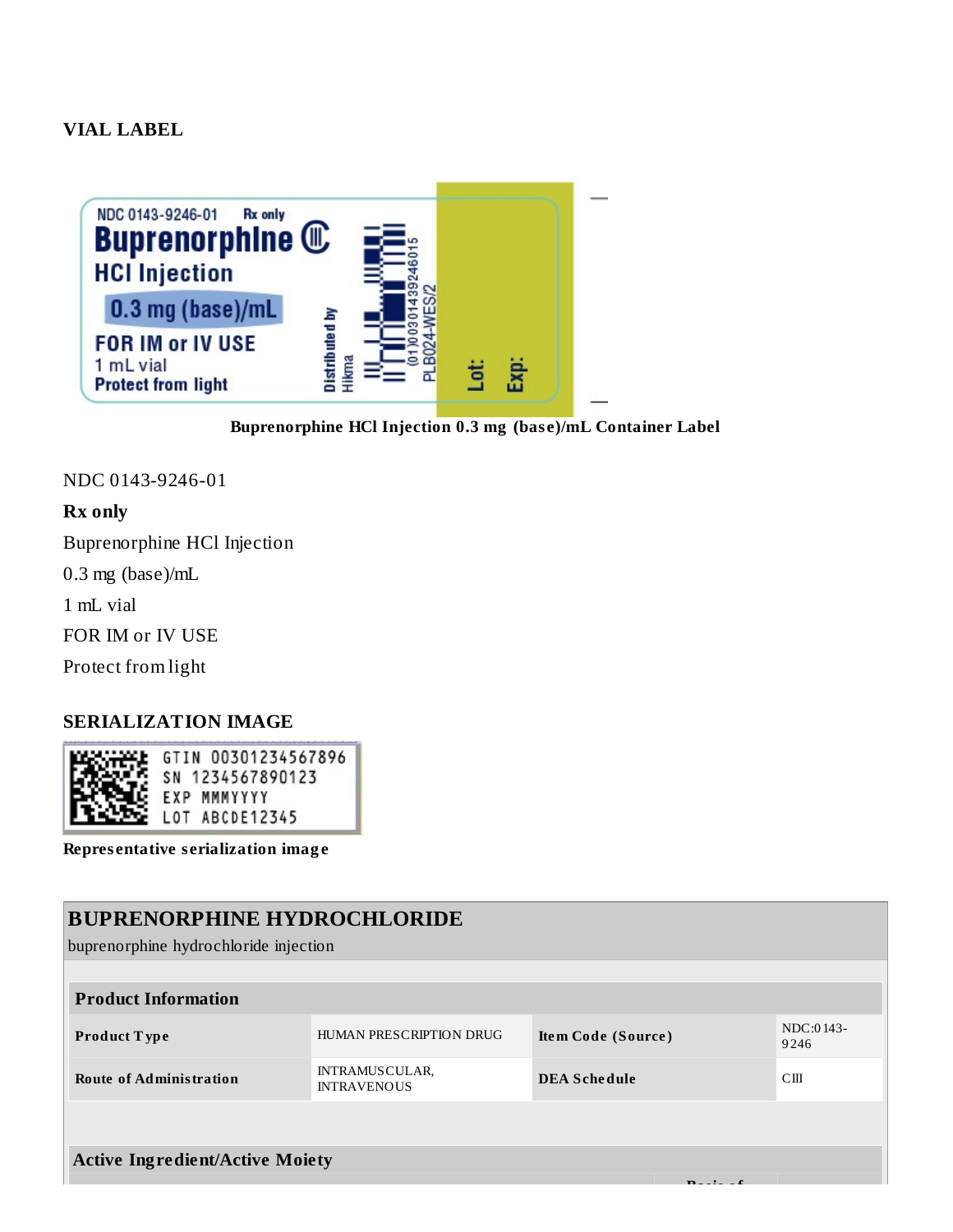## VIAL LABEL

NDC 0143-9246-01 Rx only

Buprenorphine CIII

HCl Injection

0.3 mg (base)/mL

FOR IM or IV USE

1 mL vial

Protect from light

Distributed by Hikma

(01)00301439246015

PLB024-WES/2

Lot:

Exp:

**Buprenorphine HCl Injection 0.3 mg (base)/mL Container Label**

NDC 0143-9246-01

**Rx only**

Buprenorphine HCl Injection

0.3 mg (base)/mL

1 mL vial

FOR IM or IV USE

Protect from light

## SERIALIZATION IMAGE

GTIN 00301234567896

SN 1234567890123

EXP MMMYYYY

LOT ABCDE12345

**Representative serialization image**

## BUPRENORPHINE HYDROCHLORIDE

buprenorphine hydrochloride injection

| **Product Information** | | | |
|---|---|---|---|
| **Product Type** | HUMAN PRESCRIPTION DRUG | **Item Code (Source)** | NDC:0143-9246 |
| **Route of Administration** | INTRAMUSCULAR, INTRAVENOUS | **DEA Schedule** | CIII |

**Active Ingredient/Active Moiety**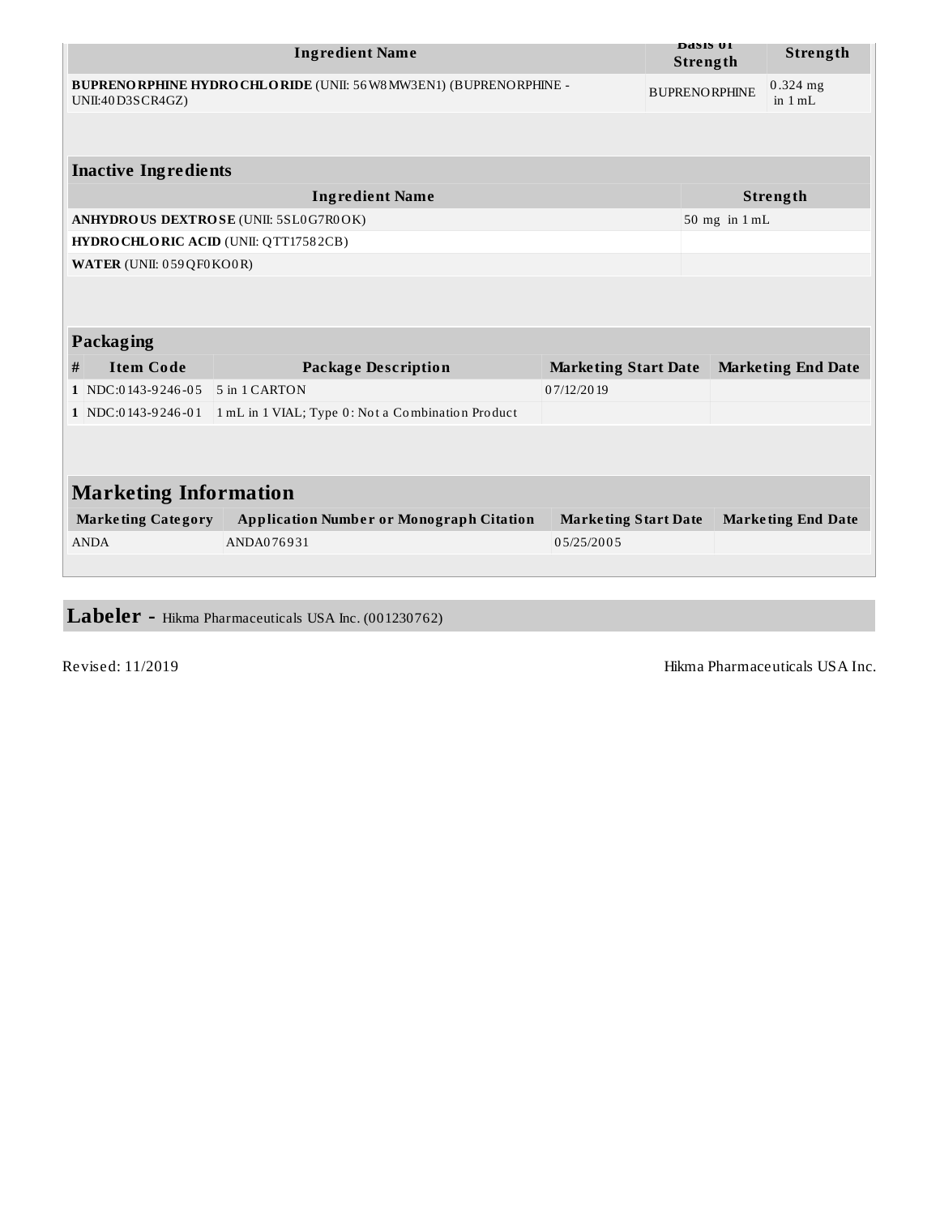| Ingredient Name | Basis of Strength | Strength |
|---|---|---|
| **BUPRENORPHINE HYDROCHLORIDE** (UNII: 56W8MW3EN1) (BUPRENORPHINE - UNII:40D3SCR4GZ) | BUPRENORPHINE | 0.324 mg in 1 mL |

| Inactive Ingredients | |
|---|---|
| **Ingredient Name** | **Strength** |
| **ANHYDROUS DEXTROSE** (UNII: 5SL0G7R0OK) | 50 mg in 1 mL |
| **HYDROCHLORIC ACID** (UNII: QTT17582CB) | |
| **WATER** (UNII: 059QF0KO0R) | |

| Packaging | | | | |
|---|---|---|---|---|
| **#** | **Item Code** | **Package Description** | **Marketing Start Date** | **Marketing End Date** |
| 1 | NDC:0143-9246-05 | 5 in 1 CARTON | 07/12/2019 | |
| 1 | NDC:0143-9246-01 | 1 mL in 1 VIAL; Type 0: Not a Combination Product | | |

| Marketing Information | | | |
|---|---|---|---|
| **Marketing Category** | **Application Number or Monograph Citation** | **Marketing Start Date** | **Marketing End Date** |
| ANDA | ANDA076931 | 05/25/2005 | |

**Labeler -** Hikma Pharmaceuticals USA Inc. (001230762)

Revised: 11/2019

Hikma Pharmaceuticals USA Inc.